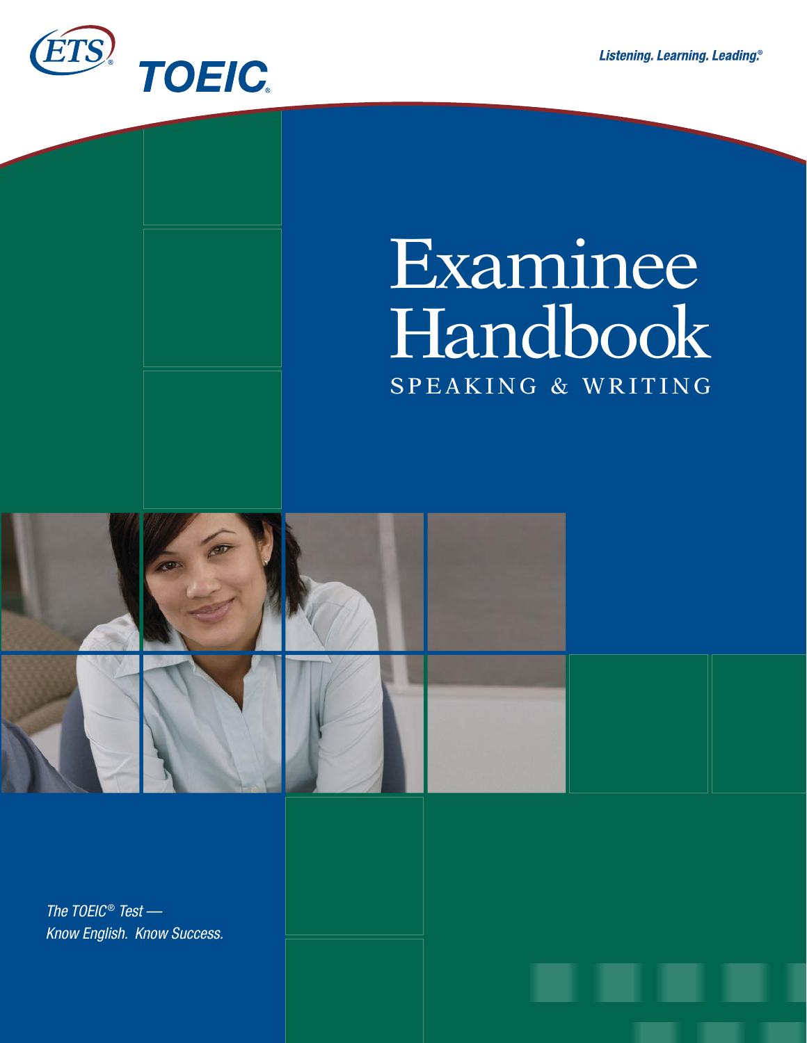ETS® TOEIC®

*Listening. Learning. Leading.®*

# Examinee Handbook

## SPEAKING & WRITING

*The TOEIC® Test —*
*Know English. Know Success.*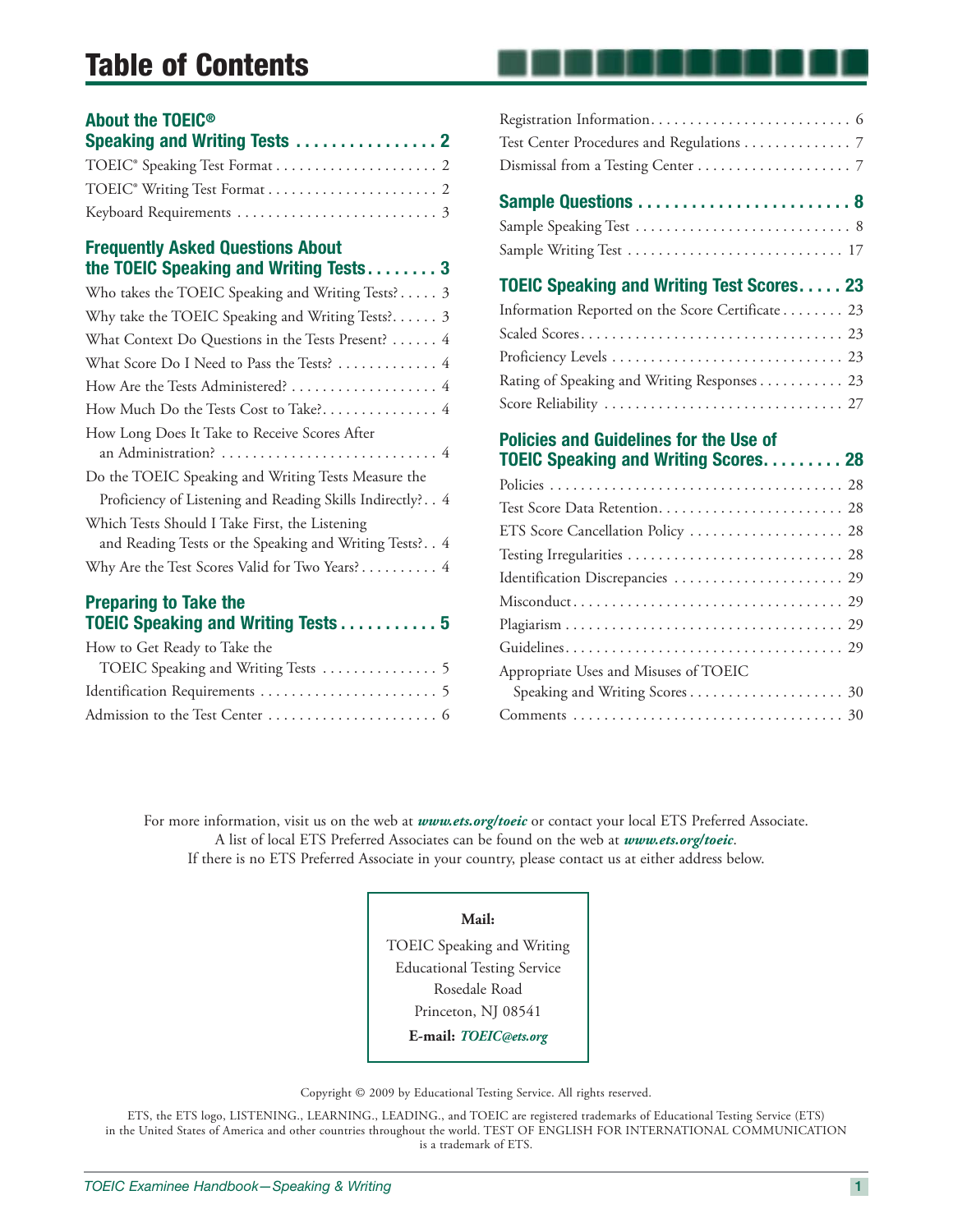# Table of Contents

**About the TOEIC® Speaking and Writing Tests . . . . . . . . . . . . . . . . 2**

TOEIC® Speaking Test Format . . . . . . . . . . . . . . . . . . . . . 2

TOEIC® Writing Test Format . . . . . . . . . . . . . . . . . . . . . . 2

Keyboard Requirements . . . . . . . . . . . . . . . . . . . . . . . . . . 3

**Frequently Asked Questions About the TOEIC Speaking and Writing Tests . . . . . . . . 3**

Who takes the TOEIC Speaking and Writing Tests? . . . . . 3

Why take the TOEIC Speaking and Writing Tests? . . . . . . 3

What Context Do Questions in the Tests Present? . . . . . . 4

What Score Do I Need to Pass the Tests? . . . . . . . . . . . . . 4

How Are the Tests Administered? . . . . . . . . . . . . . . . . . . . 4

How Much Do the Tests Cost to Take? . . . . . . . . . . . . . . . 4

How Long Does It Take to Receive Scores After an Administration? . . . . . . . . . . . . . . . . . . . . . . . . . . . . 4

Do the TOEIC Speaking and Writing Tests Measure the Proficiency of Listening and Reading Skills Indirectly? . . 4

Which Tests Should I Take First, the Listening and Reading Tests or the Speaking and Writing Tests? . . 4

Why Are the Test Scores Valid for Two Years? . . . . . . . . . . 4

**Preparing to Take the TOEIC Speaking and Writing Tests . . . . . . . . . . . 5**

How to Get Ready to Take the TOEIC Speaking and Writing Tests . . . . . . . . . . . . . . . 5

Identification Requirements . . . . . . . . . . . . . . . . . . . . . . . 5

Admission to the Test Center . . . . . . . . . . . . . . . . . . . . . . 6

Registration Information . . . . . . . . . . . . . . . . . . . . . . . . . . 6

Test Center Procedures and Regulations . . . . . . . . . . . . . . 7

Dismissal from a Testing Center . . . . . . . . . . . . . . . . . . . . 7

**Sample Questions . . . . . . . . . . . . . . . . . . . . . . . . 8**

Sample Speaking Test . . . . . . . . . . . . . . . . . . . . . . . . . . . . 8

Sample Writing Test . . . . . . . . . . . . . . . . . . . . . . . . . . . . 17

**TOEIC Speaking and Writing Test Scores . . . . . 23**

Information Reported on the Score Certificate . . . . . . . . 23

Scaled Scores . . . . . . . . . . . . . . . . . . . . . . . . . . . . . . . . . . 23

Proficiency Levels . . . . . . . . . . . . . . . . . . . . . . . . . . . . . . 23

Rating of Speaking and Writing Responses . . . . . . . . . . . 23

Score Reliability . . . . . . . . . . . . . . . . . . . . . . . . . . . . . . . 27

**Policies and Guidelines for the Use of TOEIC Speaking and Writing Scores . . . . . . . . . 28**

Policies . . . . . . . . . . . . . . . . . . . . . . . . . . . . . . . . . . . . . . 28

Test Score Data Retention . . . . . . . . . . . . . . . . . . . . . . . . 28

ETS Score Cancellation Policy . . . . . . . . . . . . . . . . . . . . 28

Testing Irregularities . . . . . . . . . . . . . . . . . . . . . . . . . . . . 28

Identification Discrepancies . . . . . . . . . . . . . . . . . . . . . . 29

Misconduct . . . . . . . . . . . . . . . . . . . . . . . . . . . . . . . . . . . 29

Plagiarism . . . . . . . . . . . . . . . . . . . . . . . . . . . . . . . . . . . . 29

Guidelines . . . . . . . . . . . . . . . . . . . . . . . . . . . . . . . . . . . . 29

Appropriate Uses and Misuses of TOEIC Speaking and Writing Scores . . . . . . . . . . . . . . . . . . . . 30

Comments . . . . . . . . . . . . . . . . . . . . . . . . . . . . . . . . . . . 30

For more information, visit us on the web at ***www.ets.org/toeic*** or contact your local ETS Preferred Associate.
A list of local ETS Preferred Associates can be found on the web at ***www.ets.org/toeic***.
If there is no ETS Preferred Associate in your country, please contact us at either address below.

**Mail:**

TOEIC Speaking and Writing
Educational Testing Service
Rosedale Road
Princeton, NJ 08541

**E-mail:** ***TOEIC@ets.org***

Copyright © 2009 by Educational Testing Service. All rights reserved.

ETS, the ETS logo, LISTENING., LEARNING., LEADING., and TOEIC are registered trademarks of Educational Testing Service (ETS) in the United States of America and other countries throughout the world. TEST OF ENGLISH FOR INTERNATIONAL COMMUNICATION is a trademark of ETS.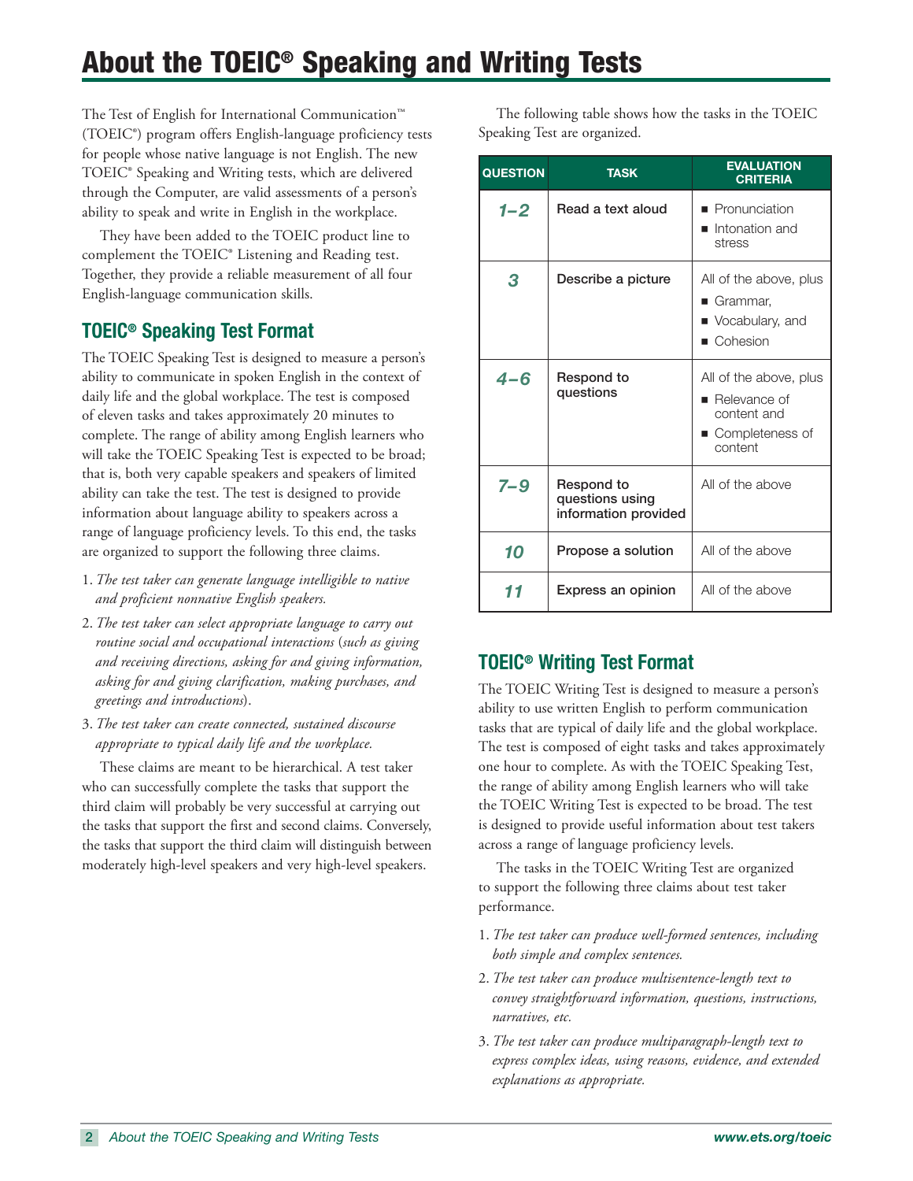# About the TOEIC® Speaking and Writing Tests

The Test of English for International Communication™ (TOEIC®) program offers English-language proficiency tests for people whose native language is not English. The new TOEIC® Speaking and Writing tests, which are delivered through the Computer, are valid assessments of a person's ability to speak and write in English in the workplace.

They have been added to the TOEIC product line to complement the TOEIC® Listening and Reading test. Together, they provide a reliable measurement of all four English-language communication skills.

## TOEIC® Speaking Test Format

The TOEIC Speaking Test is designed to measure a person's ability to communicate in spoken English in the context of daily life and the global workplace. The test is composed of eleven tasks and takes approximately 20 minutes to complete. The range of ability among English learners who will take the TOEIC Speaking Test is expected to be broad; that is, both very capable speakers and speakers of limited ability can take the test. The test is designed to provide information about language ability to speakers across a range of language proficiency levels. To this end, the tasks are organized to support the following three claims.

1. *The test taker can generate language intelligible to native and proficient nonnative English speakers.*
2. *The test taker can select appropriate language to carry out routine social and occupational interactions* (*such as giving and receiving directions, asking for and giving information, asking for and giving clarification, making purchases, and greetings and introductions*).
3. *The test taker can create connected, sustained discourse appropriate to typical daily life and the workplace.*

These claims are meant to be hierarchical. A test taker who can successfully complete the tasks that support the third claim will probably be very successful at carrying out the tasks that support the first and second claims. Conversely, the tasks that support the third claim will distinguish between moderately high-level speakers and very high-level speakers.

The following table shows how the tasks in the TOEIC Speaking Test are organized.

| QUESTION | TASK | EVALUATION CRITERIA |
|---|---|---|
| 1–2 | Read a text aloud | ■ Pronunciation<br>■ Intonation and stress |
| 3 | Describe a picture | All of the above, plus<br>■ Grammar,<br>■ Vocabulary, and<br>■ Cohesion |
| 4–6 | Respond to questions | All of the above, plus<br>■ Relevance of content and<br>■ Completeness of content |
| 7–9 | Respond to questions using information provided | All of the above |
| 10 | Propose a solution | All of the above |
| 11 | Express an opinion | All of the above |

## TOEIC® Writing Test Format

The TOEIC Writing Test is designed to measure a person's ability to use written English to perform communication tasks that are typical of daily life and the global workplace. The test is composed of eight tasks and takes approximately one hour to complete. As with the TOEIC Speaking Test, the range of ability among English learners who will take the TOEIC Writing Test is expected to be broad. The test is designed to provide useful information about test takers across a range of language proficiency levels.

The tasks in the TOEIC Writing Test are organized to support the following three claims about test taker performance.

1. *The test taker can produce well-formed sentences, including both simple and complex sentences.*
2. *The test taker can produce multisentence-length text to convey straightforward information, questions, instructions, narratives, etc.*
3. *The test taker can produce multiparagraph-length text to express complex ideas, using reasons, evidence, and extended explanations as appropriate.*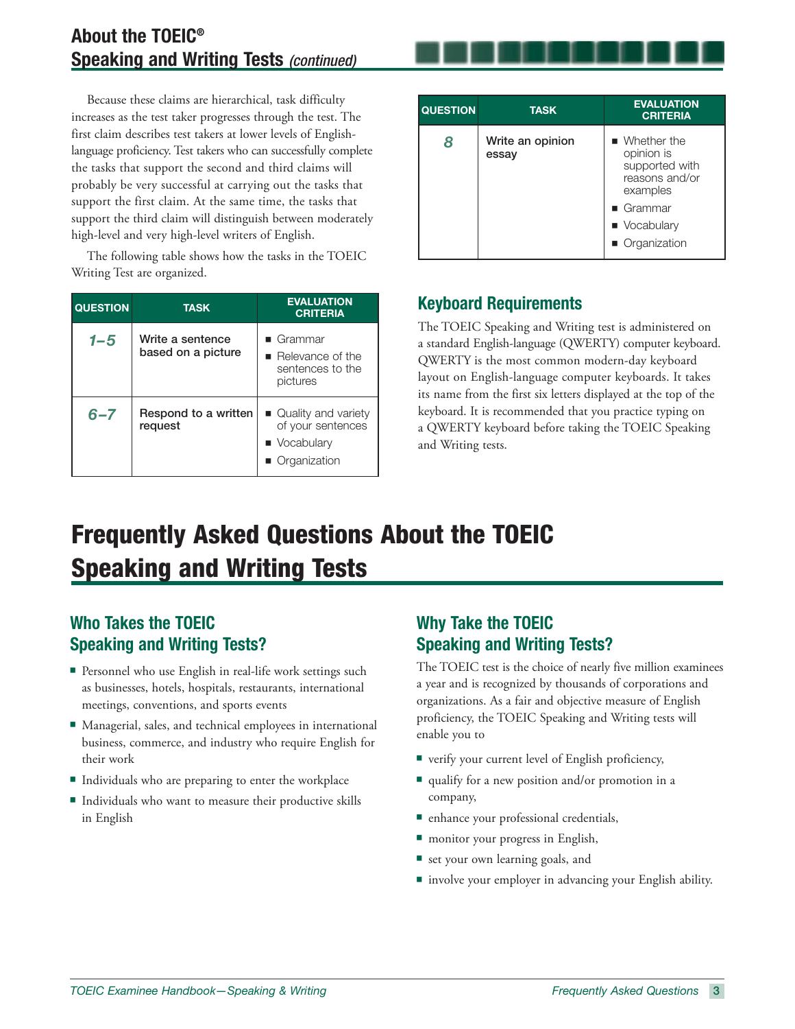## About the TOEIC® Speaking and Writing Tests *(continued)*

Because these claims are hierarchical, task difficulty increases as the test taker progresses through the test. The first claim describes test takers at lower levels of English-language proficiency. Test takers who can successfully complete the tasks that support the second and third claims will probably be very successful at carrying out the tasks that support the first claim. At the same time, the tasks that support the third claim will distinguish between moderately high-level and very high-level writers of English.

The following table shows how the tasks in the TOEIC Writing Test are organized.

| QUESTION | TASK | EVALUATION CRITERIA |
|---|---|---|
| *1–5* | Write a sentence based on a picture | ■ Grammar<br>■ Relevance of the sentences to the pictures |
| *6–7* | Respond to a written request | ■ Quality and variety of your sentences<br>■ Vocabulary<br>■ Organization |
| *8* | Write an opinion essay | ■ Whether the opinion is supported with reasons and/or examples<br>■ Grammar<br>■ Vocabulary<br>■ Organization |

### Keyboard Requirements

The TOEIC Speaking and Writing test is administered on a standard English-language (QWERTY) computer keyboard. QWERTY is the most common modern-day keyboard layout on English-language computer keyboards. It takes its name from the first six letters displayed at the top of the keyboard. It is recommended that you practice typing on a QWERTY keyboard before taking the TOEIC Speaking and Writing tests.

# Frequently Asked Questions About the TOEIC Speaking and Writing Tests

### Who Takes the TOEIC Speaking and Writing Tests?

- Personnel who use English in real-life work settings such as businesses, hotels, hospitals, restaurants, international meetings, conventions, and sports events
- Managerial, sales, and technical employees in international business, commerce, and industry who require English for their work
- Individuals who are preparing to enter the workplace
- Individuals who want to measure their productive skills in English

### Why Take the TOEIC Speaking and Writing Tests?

The TOEIC test is the choice of nearly five million examinees a year and is recognized by thousands of corporations and organizations. As a fair and objective measure of English proficiency, the TOEIC Speaking and Writing tests will enable you to

- verify your current level of English proficiency,
- qualify for a new position and/or promotion in a company,
- enhance your professional credentials,
- monitor your progress in English,
- set your own learning goals, and
- involve your employer in advancing your English ability.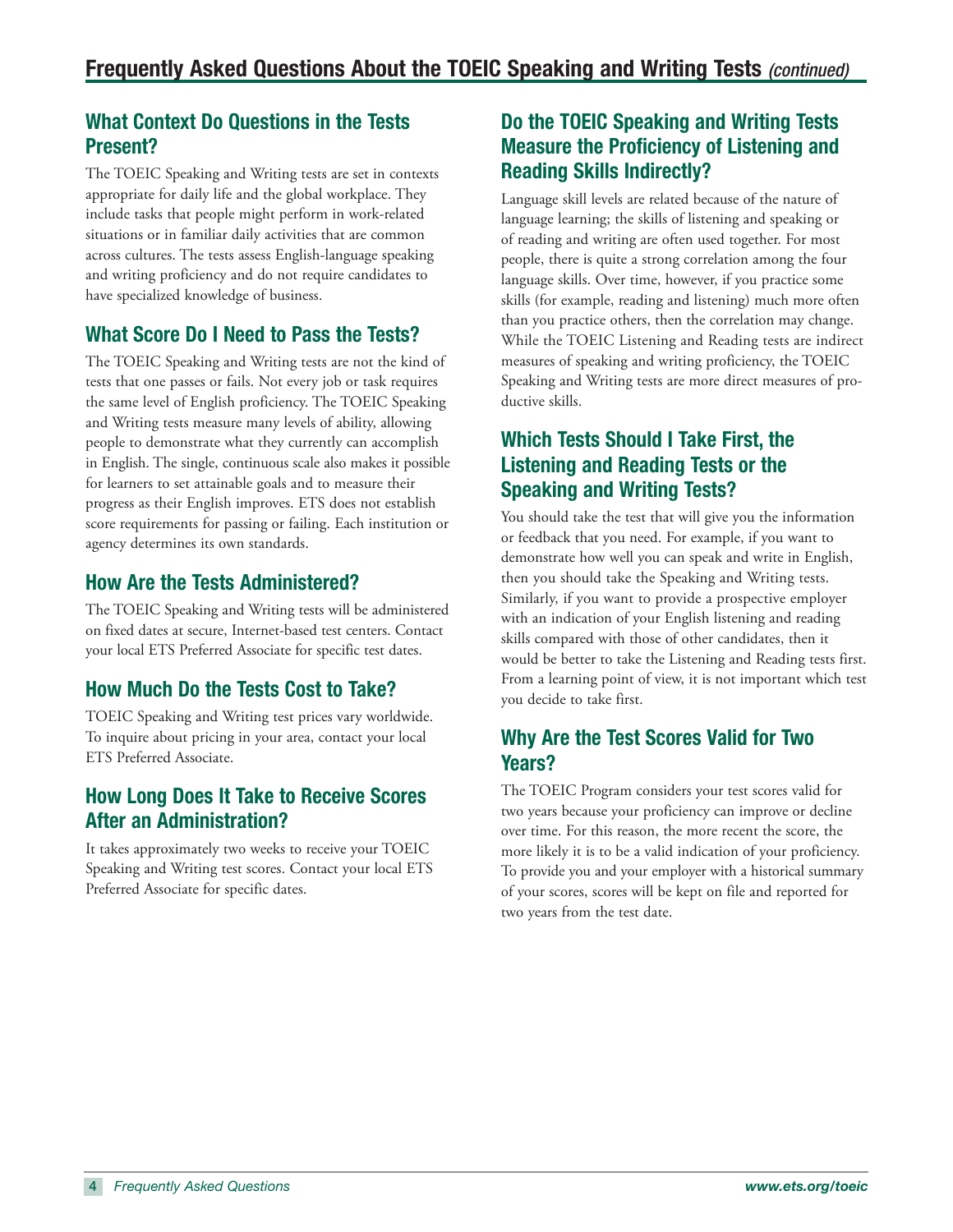# Frequently Asked Questions About the TOEIC Speaking and Writing Tests *(continued)*

## What Context Do Questions in the Tests Present?

The TOEIC Speaking and Writing tests are set in contexts appropriate for daily life and the global workplace. They include tasks that people might perform in work-related situations or in familiar daily activities that are common across cultures. The tests assess English-language speaking and writing proficiency and do not require candidates to have specialized knowledge of business.

## What Score Do I Need to Pass the Tests?

The TOEIC Speaking and Writing tests are not the kind of tests that one passes or fails. Not every job or task requires the same level of English proficiency. The TOEIC Speaking and Writing tests measure many levels of ability, allowing people to demonstrate what they currently can accomplish in English. The single, continuous scale also makes it possible for learners to set attainable goals and to measure their progress as their English improves. ETS does not establish score requirements for passing or failing. Each institution or agency determines its own standards.

## How Are the Tests Administered?

The TOEIC Speaking and Writing tests will be administered on fixed dates at secure, Internet-based test centers. Contact your local ETS Preferred Associate for specific test dates.

## How Much Do the Tests Cost to Take?

TOEIC Speaking and Writing test prices vary worldwide. To inquire about pricing in your area, contact your local ETS Preferred Associate.

## How Long Does It Take to Receive Scores After an Administration?

It takes approximately two weeks to receive your TOEIC Speaking and Writing test scores. Contact your local ETS Preferred Associate for specific dates.

## Do the TOEIC Speaking and Writing Tests Measure the Proficiency of Listening and Reading Skills Indirectly?

Language skill levels are related because of the nature of language learning; the skills of listening and speaking or of reading and writing are often used together. For most people, there is quite a strong correlation among the four language skills. Over time, however, if you practice some skills (for example, reading and listening) much more often than you practice others, then the correlation may change. While the TOEIC Listening and Reading tests are indirect measures of speaking and writing proficiency, the TOEIC Speaking and Writing tests are more direct measures of productive skills.

## Which Tests Should I Take First, the Listening and Reading Tests or the Speaking and Writing Tests?

You should take the test that will give you the information or feedback that you need. For example, if you want to demonstrate how well you can speak and write in English, then you should take the Speaking and Writing tests. Similarly, if you want to provide a prospective employer with an indication of your English listening and reading skills compared with those of other candidates, then it would be better to take the Listening and Reading tests first. From a learning point of view, it is not important which test you decide to take first.

## Why Are the Test Scores Valid for Two Years?

The TOEIC Program considers your test scores valid for two years because your proficiency can improve or decline over time. For this reason, the more recent the score, the more likely it is to be a valid indication of your proficiency. To provide you and your employer with a historical summary of your scores, scores will be kept on file and reported for two years from the test date.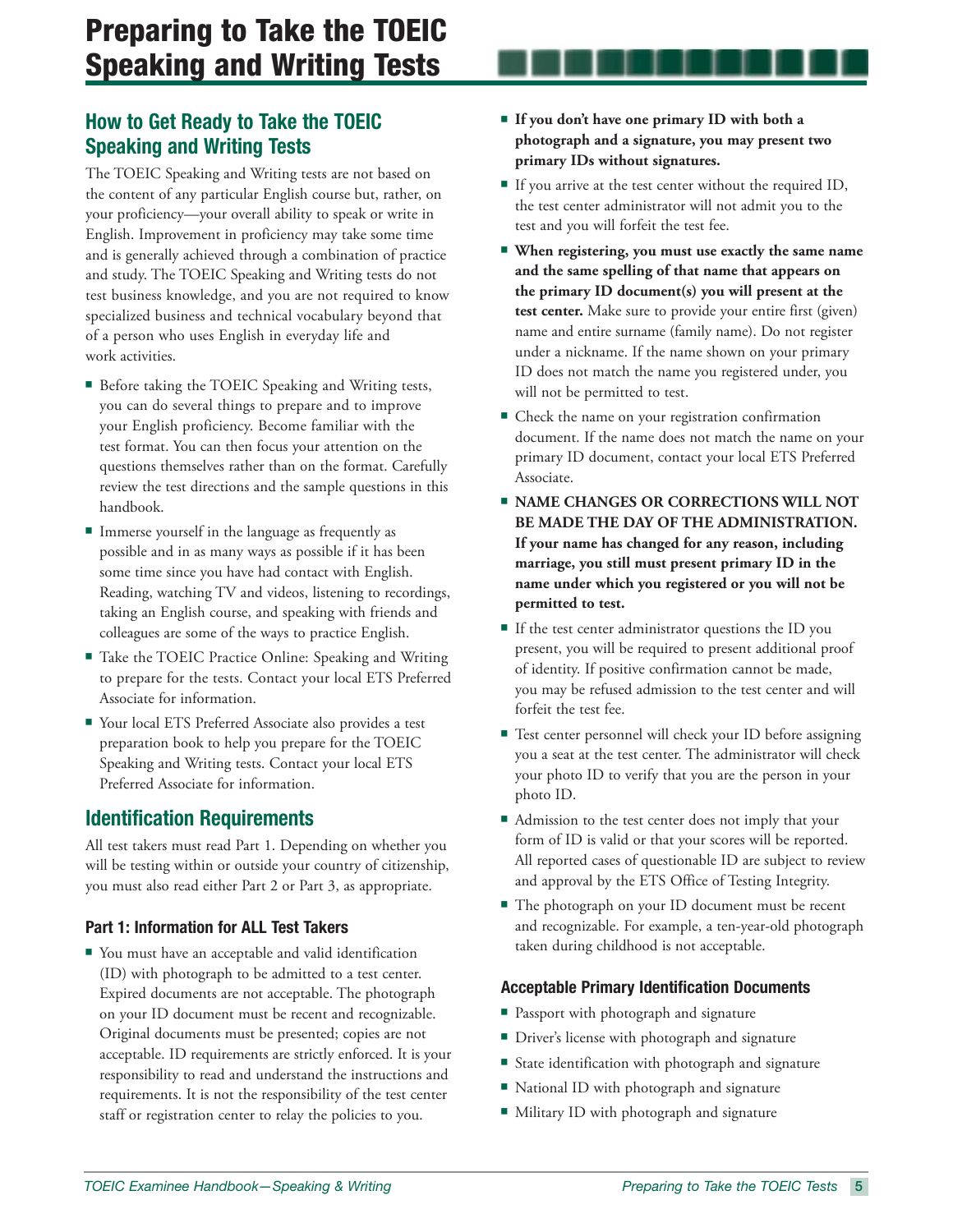# Preparing to Take the TOEIC Speaking and Writing Tests

## How to Get Ready to Take the TOEIC Speaking and Writing Tests

The TOEIC Speaking and Writing tests are not based on the content of any particular English course but, rather, on your proficiency—your overall ability to speak or write in English. Improvement in proficiency may take some time and is generally achieved through a combination of practice and study. The TOEIC Speaking and Writing tests do not test business knowledge, and you are not required to know specialized business and technical vocabulary beyond that of a person who uses English in everyday life and work activities.

- Before taking the TOEIC Speaking and Writing tests, you can do several things to prepare and to improve your English proficiency. Become familiar with the test format. You can then focus your attention on the questions themselves rather than on the format. Carefully review the test directions and the sample questions in this handbook.
- Immerse yourself in the language as frequently as possible and in as many ways as possible if it has been some time since you have had contact with English. Reading, watching TV and videos, listening to recordings, taking an English course, and speaking with friends and colleagues are some of the ways to practice English.
- Take the TOEIC Practice Online: Speaking and Writing to prepare for the tests. Contact your local ETS Preferred Associate for information.
- Your local ETS Preferred Associate also provides a test preparation book to help you prepare for the TOEIC Speaking and Writing tests. Contact your local ETS Preferred Associate for information.

## Identification Requirements

All test takers must read Part 1. Depending on whether you will be testing within or outside your country of citizenship, you must also read either Part 2 or Part 3, as appropriate.

### Part 1: Information for ALL Test Takers

- You must have an acceptable and valid identification (ID) with photograph to be admitted to a test center. Expired documents are not acceptable. The photograph on your ID document must be recent and recognizable. Original documents must be presented; copies are not acceptable. ID requirements are strictly enforced. It is your responsibility to read and understand the instructions and requirements. It is not the responsibility of the test center staff or registration center to relay the policies to you.
- **If you don't have one primary ID with both a photograph and a signature, you may present two primary IDs without signatures.**
- If you arrive at the test center without the required ID, the test center administrator will not admit you to the test and you will forfeit the test fee.
- **When registering, you must use exactly the same name and the same spelling of that name that appears on the primary ID document(s) you will present at the test center.** Make sure to provide your entire first (given) name and entire surname (family name). Do not register under a nickname. If the name shown on your primary ID does not match the name you registered under, you will not be permitted to test.
- Check the name on your registration confirmation document. If the name does not match the name on your primary ID document, contact your local ETS Preferred Associate.
- **NAME CHANGES OR CORRECTIONS WILL NOT BE MADE THE DAY OF THE ADMINISTRATION. If your name has changed for any reason, including marriage, you still must present primary ID in the name under which you registered or you will not be permitted to test.**
- If the test center administrator questions the ID you present, you will be required to present additional proof of identity. If positive confirmation cannot be made, you may be refused admission to the test center and will forfeit the test fee.
- Test center personnel will check your ID before assigning you a seat at the test center. The administrator will check your photo ID to verify that you are the person in your photo ID.
- Admission to the test center does not imply that your form of ID is valid or that your scores will be reported. All reported cases of questionable ID are subject to review and approval by the ETS Office of Testing Integrity.
- The photograph on your ID document must be recent and recognizable. For example, a ten-year-old photograph taken during childhood is not acceptable.

### Acceptable Primary Identification Documents

- Passport with photograph and signature
- Driver's license with photograph and signature
- State identification with photograph and signature
- National ID with photograph and signature
- Military ID with photograph and signature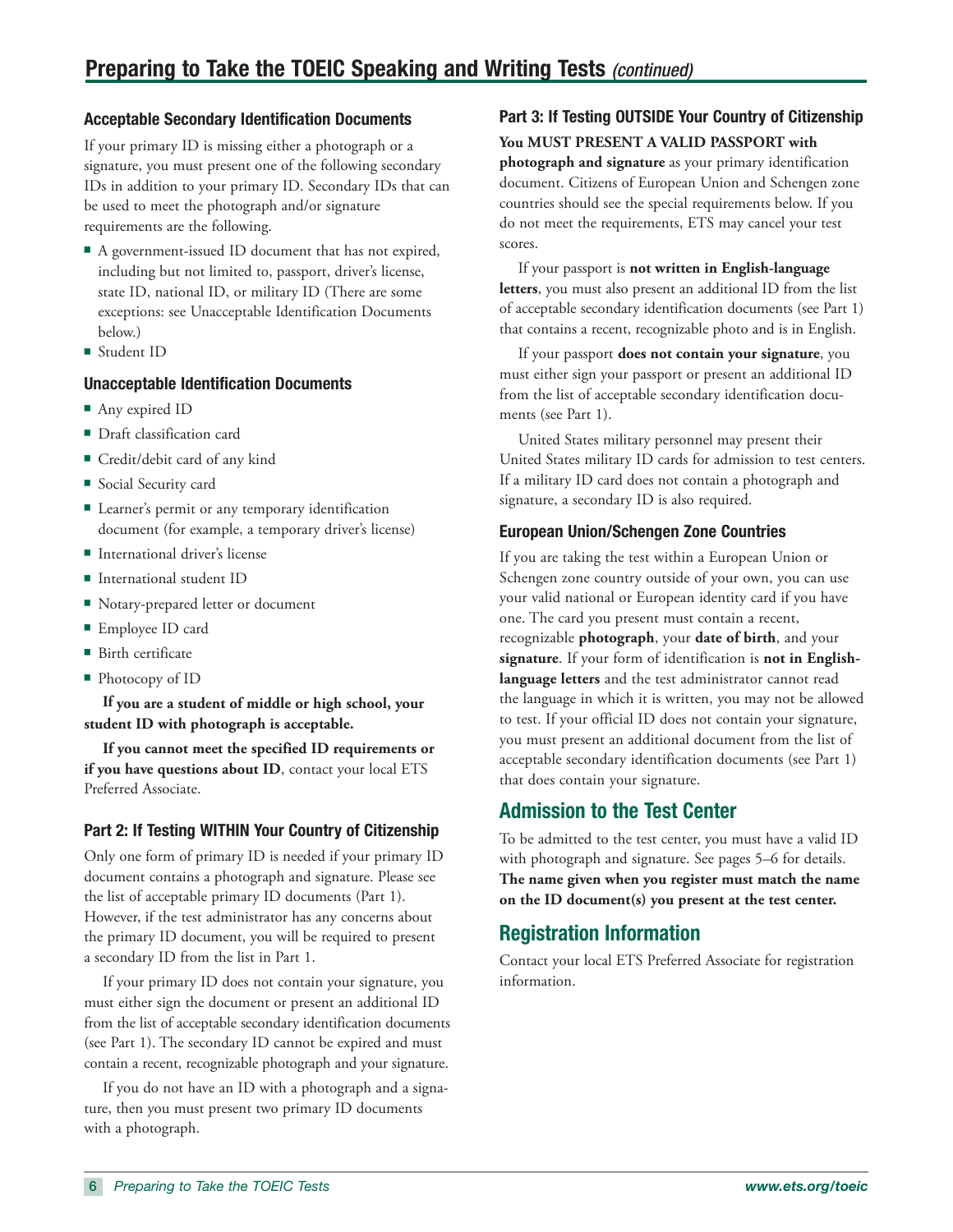## Preparing to Take the TOEIC Speaking and Writing Tests *(continued)*

### Acceptable Secondary Identification Documents

If your primary ID is missing either a photograph or a signature, you must present one of the following secondary IDs in addition to your primary ID. Secondary IDs that can be used to meet the photograph and/or signature requirements are the following.

- A government-issued ID document that has not expired, including but not limited to, passport, driver's license, state ID, national ID, or military ID (There are some exceptions: see Unacceptable Identification Documents below.)
- Student ID

### Unacceptable Identification Documents

- Any expired ID
- Draft classification card
- Credit/debit card of any kind
- Social Security card
- Learner's permit or any temporary identification document (for example, a temporary driver's license)
- International driver's license
- International student ID
- Notary-prepared letter or document
- Employee ID card
- Birth certificate
- Photocopy of ID

**If you are a student of middle or high school, your student ID with photograph is acceptable.**

**If you cannot meet the specified ID requirements or if you have questions about ID**, contact your local ETS Preferred Associate.

### Part 2: If Testing WITHIN Your Country of Citizenship

Only one form of primary ID is needed if your primary ID document contains a photograph and signature. Please see the list of acceptable primary ID documents (Part 1). However, if the test administrator has any concerns about the primary ID document, you will be required to present a secondary ID from the list in Part 1.

If your primary ID does not contain your signature, you must either sign the document or present an additional ID from the list of acceptable secondary identification documents (see Part 1). The secondary ID cannot be expired and must contain a recent, recognizable photograph and your signature.

If you do not have an ID with a photograph and a signature, then you must present two primary ID documents with a photograph.

### Part 3: If Testing OUTSIDE Your Country of Citizenship

**You MUST PRESENT A VALID PASSPORT with photograph and signature** as your primary identification document. Citizens of European Union and Schengen zone countries should see the special requirements below. If you do not meet the requirements, ETS may cancel your test scores.

If your passport is **not written in English-language letters**, you must also present an additional ID from the list of acceptable secondary identification documents (see Part 1) that contains a recent, recognizable photo and is in English.

If your passport **does not contain your signature**, you must either sign your passport or present an additional ID from the list of acceptable secondary identification documents (see Part 1).

United States military personnel may present their United States military ID cards for admission to test centers. If a military ID card does not contain a photograph and signature, a secondary ID is also required.

### European Union/Schengen Zone Countries

If you are taking the test within a European Union or Schengen zone country outside of your own, you can use your valid national or European identity card if you have one. The card you present must contain a recent, recognizable **photograph**, your **date of birth**, and your **signature**. If your form of identification is **not in English-language letters** and the test administrator cannot read the language in which it is written, you may not be allowed to test. If your official ID does not contain your signature, you must present an additional document from the list of acceptable secondary identification documents (see Part 1) that does contain your signature.

## Admission to the Test Center

To be admitted to the test center, you must have a valid ID with photograph and signature. See pages 5–6 for details. **The name given when you register must match the name on the ID document(s) you present at the test center.**

## Registration Information

Contact your local ETS Preferred Associate for registration information.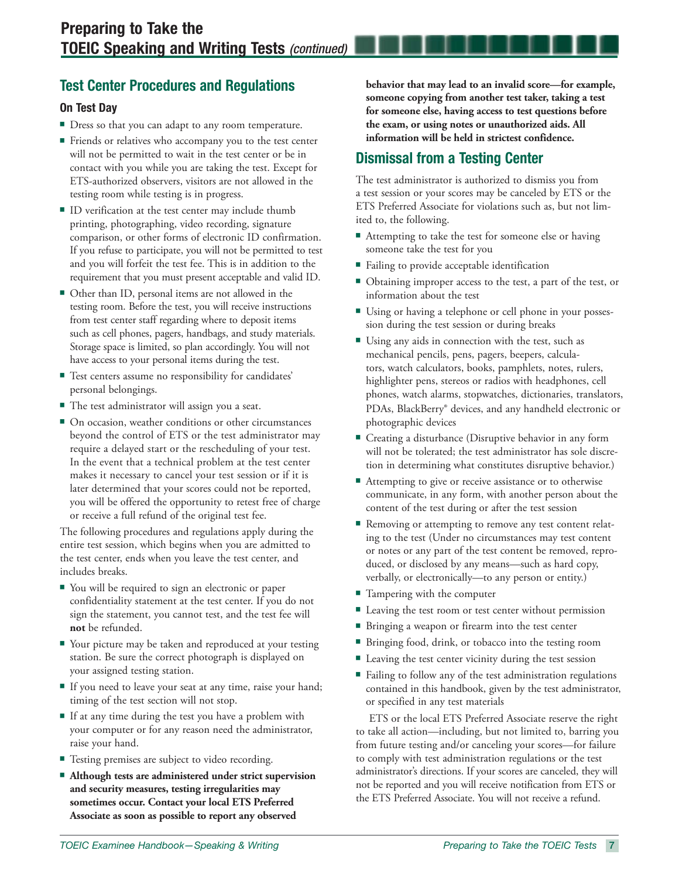## Test Center Procedures and Regulations

### On Test Day

- Dress so that you can adapt to any room temperature.
- Friends or relatives who accompany you to the test center will not be permitted to wait in the test center or be in contact with you while you are taking the test. Except for ETS-authorized observers, visitors are not allowed in the testing room while testing is in progress.
- ID verification at the test center may include thumb printing, photographing, video recording, signature comparison, or other forms of electronic ID confirmation. If you refuse to participate, you will not be permitted to test and you will forfeit the test fee. This is in addition to the requirement that you must present acceptable and valid ID.
- Other than ID, personal items are not allowed in the testing room. Before the test, you will receive instructions from test center staff regarding where to deposit items such as cell phones, pagers, handbags, and study materials. Storage space is limited, so plan accordingly. You will not have access to your personal items during the test.
- Test centers assume no responsibility for candidates' personal belongings.
- The test administrator will assign you a seat.
- On occasion, weather conditions or other circumstances beyond the control of ETS or the test administrator may require a delayed start or the rescheduling of your test. In the event that a technical problem at the test center makes it necessary to cancel your test session or if it is later determined that your scores could not be reported, you will be offered the opportunity to retest free of charge or receive a full refund of the original test fee.

The following procedures and regulations apply during the entire test session, which begins when you are admitted to the test center, ends when you leave the test center, and includes breaks.

- You will be required to sign an electronic or paper confidentiality statement at the test center. If you do not sign the statement, you cannot test, and the test fee will **not** be refunded.
- Your picture may be taken and reproduced at your testing station. Be sure the correct photograph is displayed on your assigned testing station.
- If you need to leave your seat at any time, raise your hand; timing of the test section will not stop.
- If at any time during the test you have a problem with your computer or for any reason need the administrator, raise your hand.
- Testing premises are subject to video recording.
- **Although tests are administered under strict supervision and security measures, testing irregularities may sometimes occur. Contact your local ETS Preferred Associate as soon as possible to report any observed behavior that may lead to an invalid score—for example, someone copying from another test taker, taking a test for someone else, having access to test questions before the exam, or using notes or unauthorized aids. All information will be held in strictest confidence.**

## Dismissal from a Testing Center

The test administrator is authorized to dismiss you from a test session or your scores may be canceled by ETS or the ETS Preferred Associate for violations such as, but not limited to, the following.

- Attempting to take the test for someone else or having someone take the test for you
- Failing to provide acceptable identification
- Obtaining improper access to the test, a part of the test, or information about the test
- Using or having a telephone or cell phone in your possession during the test session or during breaks
- Using any aids in connection with the test, such as mechanical pencils, pens, pagers, beepers, calculators, watch calculators, books, pamphlets, notes, rulers, highlighter pens, stereos or radios with headphones, cell phones, watch alarms, stopwatches, dictionaries, translators, PDAs, BlackBerry® devices, and any handheld electronic or photographic devices
- Creating a disturbance (Disruptive behavior in any form will not be tolerated; the test administrator has sole discretion in determining what constitutes disruptive behavior.)
- Attempting to give or receive assistance or to otherwise communicate, in any form, with another person about the content of the test during or after the test session
- Removing or attempting to remove any test content relating to the test (Under no circumstances may test content or notes or any part of the test content be removed, reproduced, or disclosed by any means—such as hard copy, verbally, or electronically—to any person or entity.)
- Tampering with the computer
- Leaving the test room or test center without permission
- Bringing a weapon or firearm into the test center
- Bringing food, drink, or tobacco into the testing room
- Leaving the test center vicinity during the test session
- Failing to follow any of the test administration regulations contained in this handbook, given by the test administrator, or specified in any test materials

ETS or the local ETS Preferred Associate reserve the right to take all action—including, but not limited to, barring you from future testing and/or canceling your scores—for failure to comply with test administration regulations or the test administrator's directions. If your scores are canceled, they will not be reported and you will receive notification from ETS or the ETS Preferred Associate. You will not receive a refund.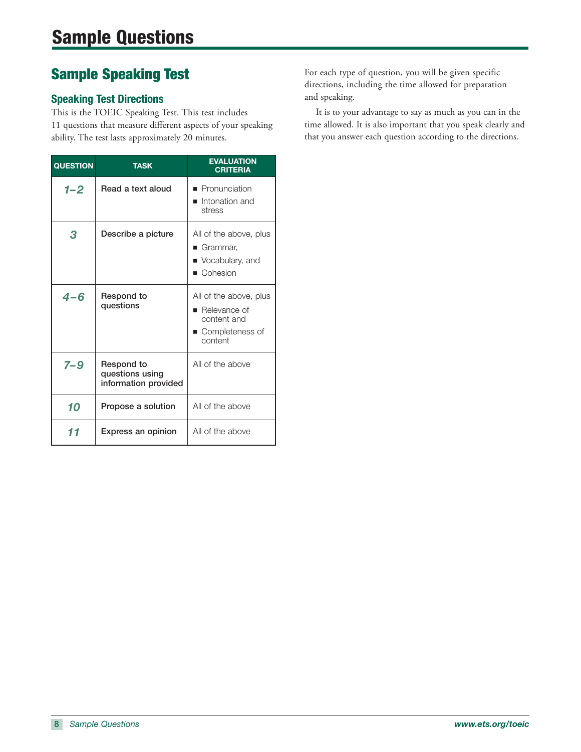# Sample Questions

## Sample Speaking Test

### Speaking Test Directions

This is the TOEIC Speaking Test. This test includes 11 questions that measure different aspects of your speaking ability. The test lasts approximately 20 minutes.

| QUESTION | TASK | EVALUATION CRITERIA |
|---|---|---|
| *1–2* | Read a text aloud | ■ Pronunciation<br>■ Intonation and stress |
| *3* | Describe a picture | All of the above, plus<br>■ Grammar,<br>■ Vocabulary, and<br>■ Cohesion |
| *4–6* | Respond to questions | All of the above, plus<br>■ Relevance of content and<br>■ Completeness of content |
| *7–9* | Respond to questions using information provided | All of the above |
| *10* | Propose a solution | All of the above |
| *11* | Express an opinion | All of the above |

For each type of question, you will be given specific directions, including the time allowed for preparation and speaking.

It is to your advantage to say as much as you can in the time allowed. It is also important that you speak clearly and that you answer each question according to the directions.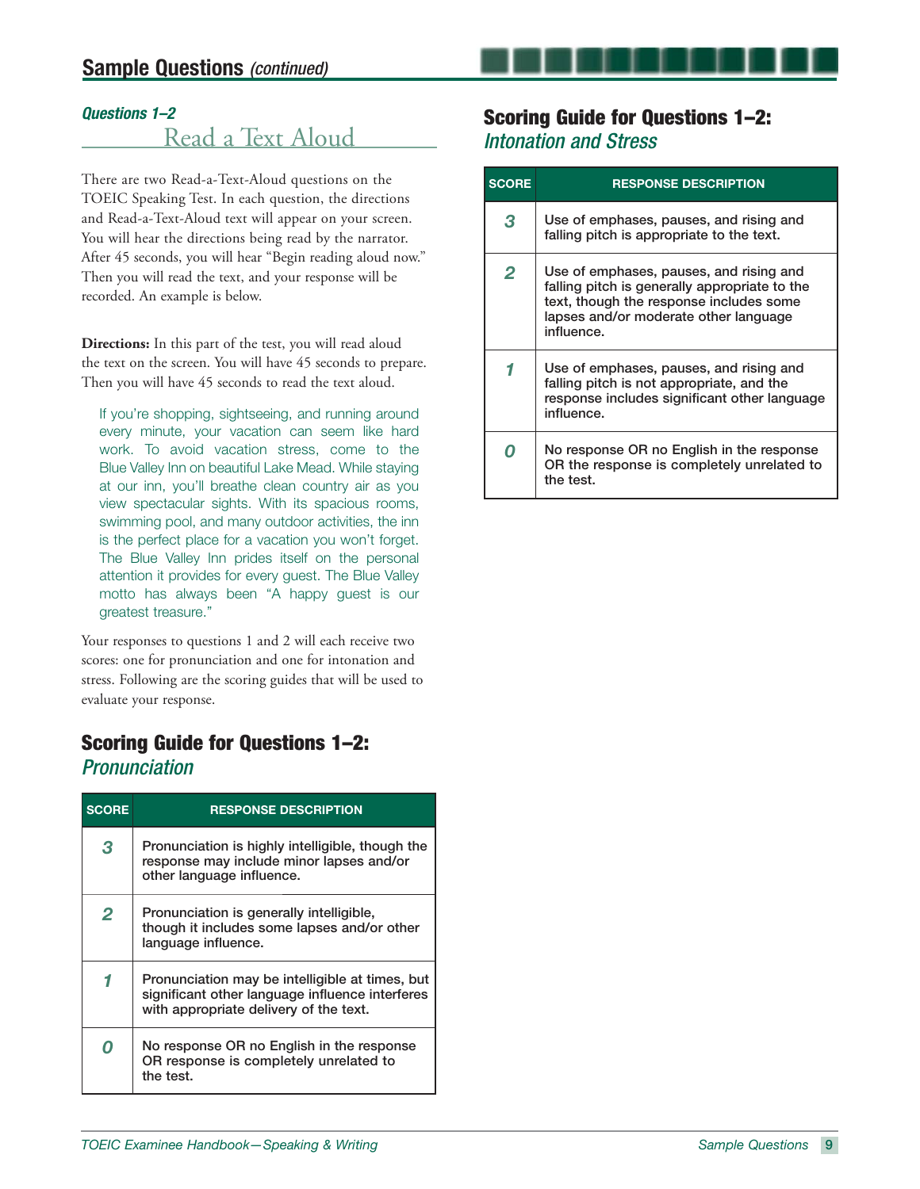## Sample Questions (continued)

### Questions 1–2

## Read a Text Aloud

There are two Read-a-Text-Aloud questions on the TOEIC Speaking Test. In each question, the directions and Read-a-Text-Aloud text will appear on your screen. You will hear the directions being read by the narrator. After 45 seconds, you will hear "Begin reading aloud now." Then you will read the text, and your response will be recorded. An example is below.

**Directions:** In this part of the test, you will read aloud the text on the screen. You will have 45 seconds to prepare. Then you will have 45 seconds to read the text aloud.

> If you're shopping, sightseeing, and running around every minute, your vacation can seem like hard work. To avoid vacation stress, come to the Blue Valley Inn on beautiful Lake Mead. While staying at our inn, you'll breathe clean country air as you view spectacular sights. With its spacious rooms, swimming pool, and many outdoor activities, the inn is the perfect place for a vacation you won't forget. The Blue Valley Inn prides itself on the personal attention it provides for every guest. The Blue Valley motto has always been "A happy guest is our greatest treasure."

Your responses to questions 1 and 2 will each receive two scores: one for pronunciation and one for intonation and stress. Following are the scoring guides that will be used to evaluate your response.

### Scoring Guide for Questions 1–2: *Pronunciation*

| SCORE | RESPONSE DESCRIPTION |
|---|---|
| 3 | Pronunciation is highly intelligible, though the response may include minor lapses and/or other language influence. |
| 2 | Pronunciation is generally intelligible, though it includes some lapses and/or other language influence. |
| 1 | Pronunciation may be intelligible at times, but significant other language influence interferes with appropriate delivery of the text. |
| 0 | No response OR no English in the response OR response is completely unrelated to the test. |

### Scoring Guide for Questions 1–2: *Intonation and Stress*

| SCORE | RESPONSE DESCRIPTION |
|---|---|
| 3 | Use of emphases, pauses, and rising and falling pitch is appropriate to the text. |
| 2 | Use of emphases, pauses, and rising and falling pitch is generally appropriate to the text, though the response includes some lapses and/or moderate other language influence. |
| 1 | Use of emphases, pauses, and rising and falling pitch is not appropriate, and the response includes significant other language influence. |
| 0 | No response OR no English in the response OR the response is completely unrelated to the test. |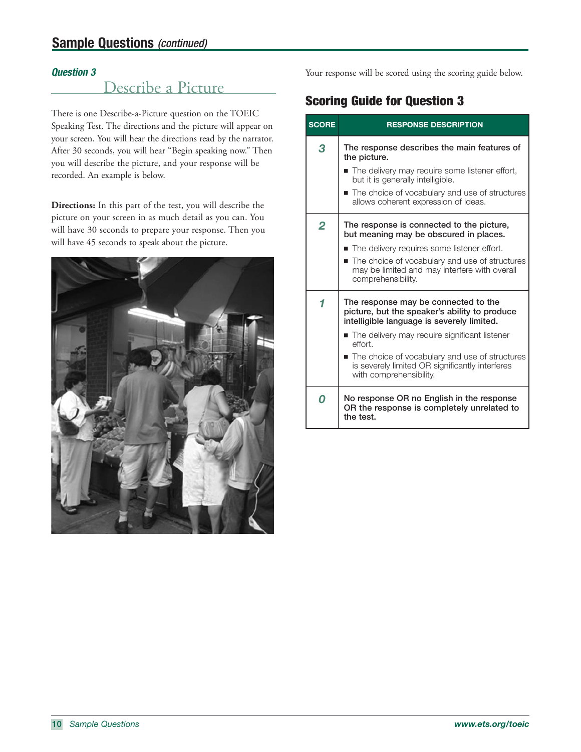## Sample Questions *(continued)*

### *Question 3*

### Describe a Picture

There is one Describe-a-Picture question on the TOEIC Speaking Test. The directions and the picture will appear on your screen. You will hear the directions read by the narrator. After 30 seconds, you will hear "Begin speaking now." Then you will describe the picture, and your response will be recorded. An example is below.

**Directions:** In this part of the test, you will describe the picture on your screen in as much detail as you can. You will have 30 seconds to prepare your response. Then you will have 45 seconds to speak about the picture.

Your response will be scored using the scoring guide below.

## Scoring Guide for Question 3

| SCORE | RESPONSE DESCRIPTION |
|---|---|
| *3* | **The response describes the main features of the picture.** <br> ■ The delivery may require some listener effort, but it is generally intelligible. <br> ■ The choice of vocabulary and use of structures allows coherent expression of ideas. |
| *2* | **The response is connected to the picture, but meaning may be obscured in places.** <br> ■ The delivery requires some listener effort. <br> ■ The choice of vocabulary and use of structures may be limited and may interfere with overall comprehensibility. |
| *1* | **The response may be connected to the picture, but the speaker's ability to produce intelligible language is severely limited.** <br> ■ The delivery may require significant listener effort. <br> ■ The choice of vocabulary and use of structures is severely limited OR significantly interferes with comprehensibility. |
| *0* | **No response OR no English in the response OR the response is completely unrelated to the test.** |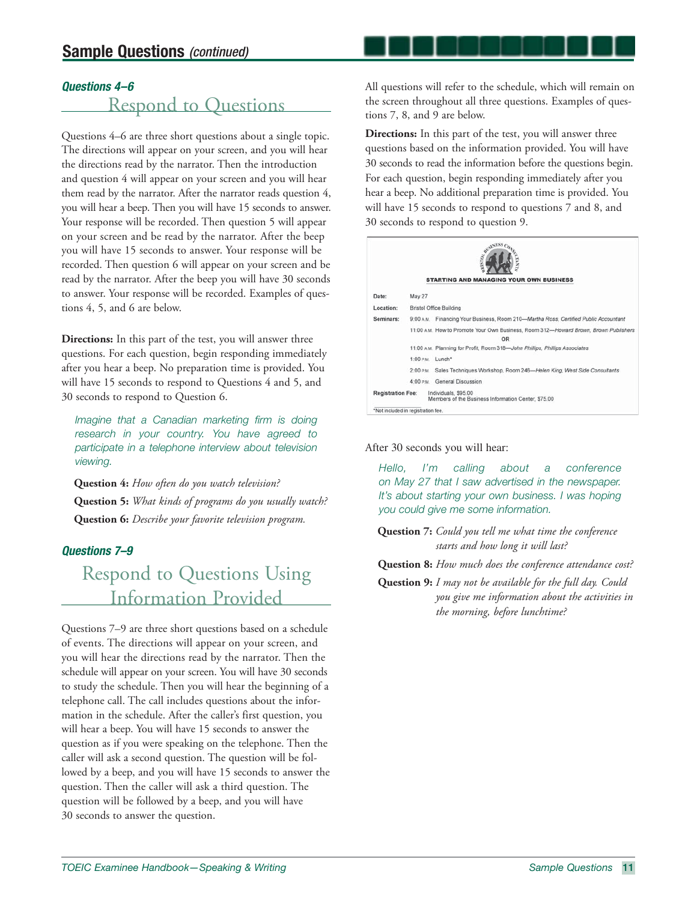## Sample Questions *(continued)*

### *Questions 4–6*

## Respond to Questions

Questions 4–6 are three short questions about a single topic. The directions will appear on your screen, and you will hear the directions read by the narrator. Then the introduction and question 4 will appear on your screen and you will hear them read by the narrator. After the narrator reads question 4, you will hear a beep. Then you will have 15 seconds to answer. Your response will be recorded. Then question 5 will appear on your screen and be read by the narrator. After the beep you will have 15 seconds to answer. Your response will be recorded. Then question 6 will appear on your screen and be read by the narrator. After the beep you will have 30 seconds to answer. Your response will be recorded. Examples of questions 4, 5, and 6 are below.

**Directions:** In this part of the test, you will answer three questions. For each question, begin responding immediately after you hear a beep. No preparation time is provided. You will have 15 seconds to respond to Questions 4 and 5, and 30 seconds to respond to Question 6.

*Imagine that a Canadian marketing firm is doing research in your country. You have agreed to participate in a telephone interview about television viewing.*

**Question 4:** *How often do you watch television?*

**Question 5:** *What kinds of programs do you usually watch?*

**Question 6:** *Describe your favorite television program.*

### *Questions 7–9*

## Respond to Questions Using Information Provided

Questions 7–9 are three short questions based on a schedule of events. The directions will appear on your screen, and you will hear the directions read by the narrator. Then the schedule will appear on your screen. You will have 30 seconds to study the schedule. Then you will hear the beginning of a telephone call. The call includes questions about the information in the schedule. After the caller's first question, you will hear a beep. You will have 15 seconds to answer the question as if you were speaking on the telephone. Then the caller will ask a second question. The question will be followed by a beep, and you will have 15 seconds to answer the question. Then the caller will ask a third question. The question will be followed by a beep, and you will have 30 seconds to answer the question.

All questions will refer to the schedule, which will remain on the screen throughout all three questions. Examples of questions 7, 8, and 9 are below.

**Directions:** In this part of the test, you will answer three questions based on the information provided. You will have 30 seconds to read the information before the questions begin. For each question, begin responding immediately after you hear a beep. No additional preparation time is provided. You will have 15 seconds to respond to questions 7 and 8, and 30 seconds to respond to question 9.

BRISTOL BUSINESS CONSULTANTS

**STARTING AND MANAGING YOUR OWN BUSINESS**

| | |
|---|---|
| Date: | May 27 |
| Location: | Bristol Office Building |
| Seminars: | 9:00 A.M. Financing Your Business, Room 210—*Martha Ross, Certified Public Accountant* |
| | 11:00 A.M. How to Promote Your Own Business, Room 312—*Howard Brown, Brown Publishers* |
| | OR |
| | 11:00 A.M. Planning for Profit, Room 318—*John Phillips, Phillips Associates* |
| | 1:00 P.M. Lunch* |
| | 2:00 P.M. Sales Techniques Workshop, Room 246—*Helen King, West Side Consultants* |
| | 4:00 P.M. General Discussion |
| Registration Fee: | Individuals, $95.00<br>Members of the Business Information Center, $75.00 |

*Not included in registration fee.

After 30 seconds you will hear:

*Hello, I'm calling about a conference on May 27 that I saw advertised in the newspaper. It's about starting your own business. I was hoping you could give me some information.*

**Question 7:** *Could you tell me what time the conference starts and how long it will last?*

**Question 8:** *How much does the conference attendance cost?*

**Question 9:** *I may not be available for the full day. Could you give me information about the activities in the morning, before lunchtime?*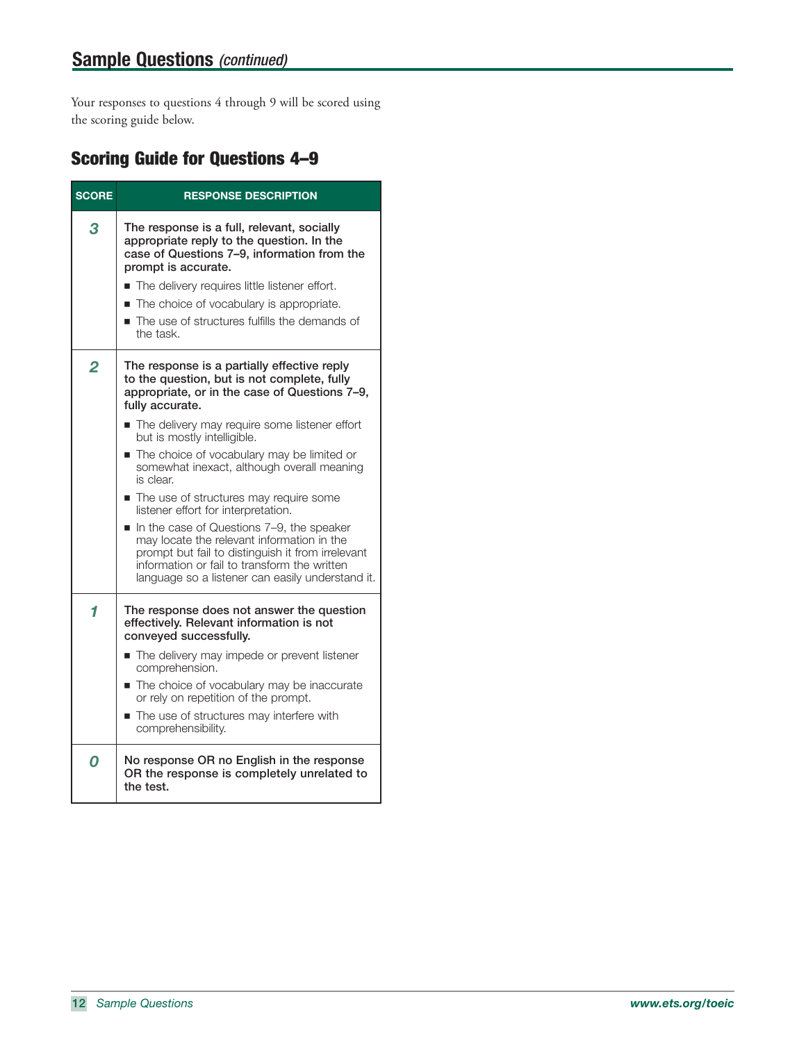## Sample Questions *(continued)*

Your responses to questions 4 through 9 will be scored using the scoring guide below.

### Scoring Guide for Questions 4–9

| SCORE | RESPONSE DESCRIPTION |
|---|---|
| *3* | **The response is a full, relevant, socially appropriate reply to the question. In the case of Questions 7–9, information from the prompt is accurate.** <br>■ The delivery requires little listener effort. <br>■ The choice of vocabulary is appropriate. <br>■ The use of structures fulfills the demands of the task. |
| *2* | **The response is a partially effective reply to the question, but is not complete, fully appropriate, or in the case of Questions 7–9, fully accurate.** <br>■ The delivery may require some listener effort but is mostly intelligible. <br>■ The choice of vocabulary may be limited or somewhat inexact, although overall meaning is clear. <br>■ The use of structures may require some listener effort for interpretation. <br>■ In the case of Questions 7–9, the speaker may locate the relevant information in the prompt but fail to distinguish it from irrelevant information or fail to transform the written language so a listener can easily understand it. |
| *1* | **The response does not answer the question effectively. Relevant information is not conveyed successfully.** <br>■ The delivery may impede or prevent listener comprehension. <br>■ The choice of vocabulary may be inaccurate or rely on repetition of the prompt. <br>■ The use of structures may interfere with comprehensibility. |
| *0* | **No response OR no English in the response OR the response is completely unrelated to the test.** |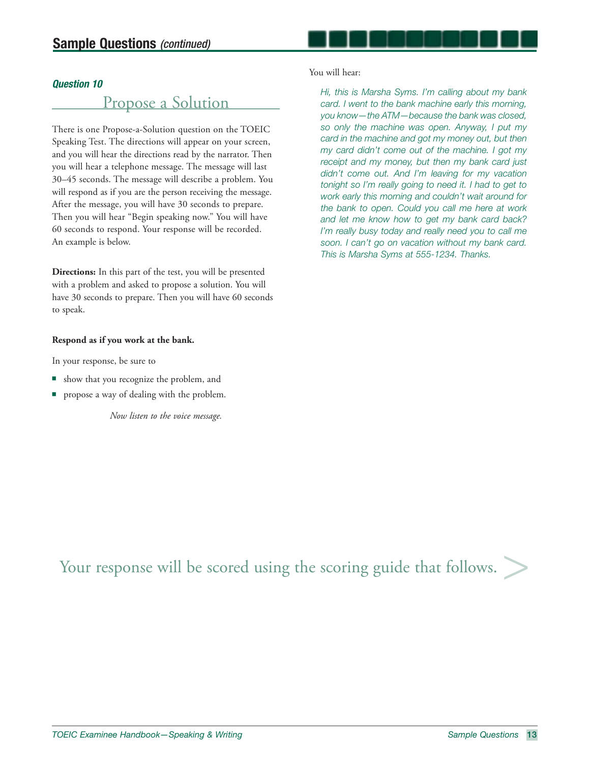## Sample Questions *(continued)*

### *Question 10*

### Propose a Solution

There is one Propose-a-Solution question on the TOEIC Speaking Test. The directions will appear on your screen, and you will hear the directions read by the narrator. Then you will hear a telephone message. The message will last 30–45 seconds. The message will describe a problem. You will respond as if you are the person receiving the message. After the message, you will have 30 seconds to prepare. Then you will hear "Begin speaking now." You will have 60 seconds to respond. Your response will be recorded. An example is below.

**Directions:** In this part of the test, you will be presented with a problem and asked to propose a solution. You will have 30 seconds to prepare. Then you will have 60 seconds to speak.

**Respond as if you work at the bank.**

In your response, be sure to

- show that you recognize the problem, and
- propose a way of dealing with the problem.

*Now listen to the voice message.*

You will hear:

*Hi, this is Marsha Syms. I'm calling about my bank card. I went to the bank machine early this morning, you know—the ATM—because the bank was closed, so only the machine was open. Anyway, I put my card in the machine and got my money out, but then my card didn't come out of the machine. I got my receipt and my money, but then my bank card just didn't come out. And I'm leaving for my vacation tonight so I'm really going to need it. I had to get to work early this morning and couldn't wait around for the bank to open. Could you call me here at work and let me know how to get my bank card back? I'm really busy today and really need you to call me soon. I can't go on vacation without my bank card. This is Marsha Syms at 555-1234. Thanks.*

Your response will be scored using the scoring guide that follows. >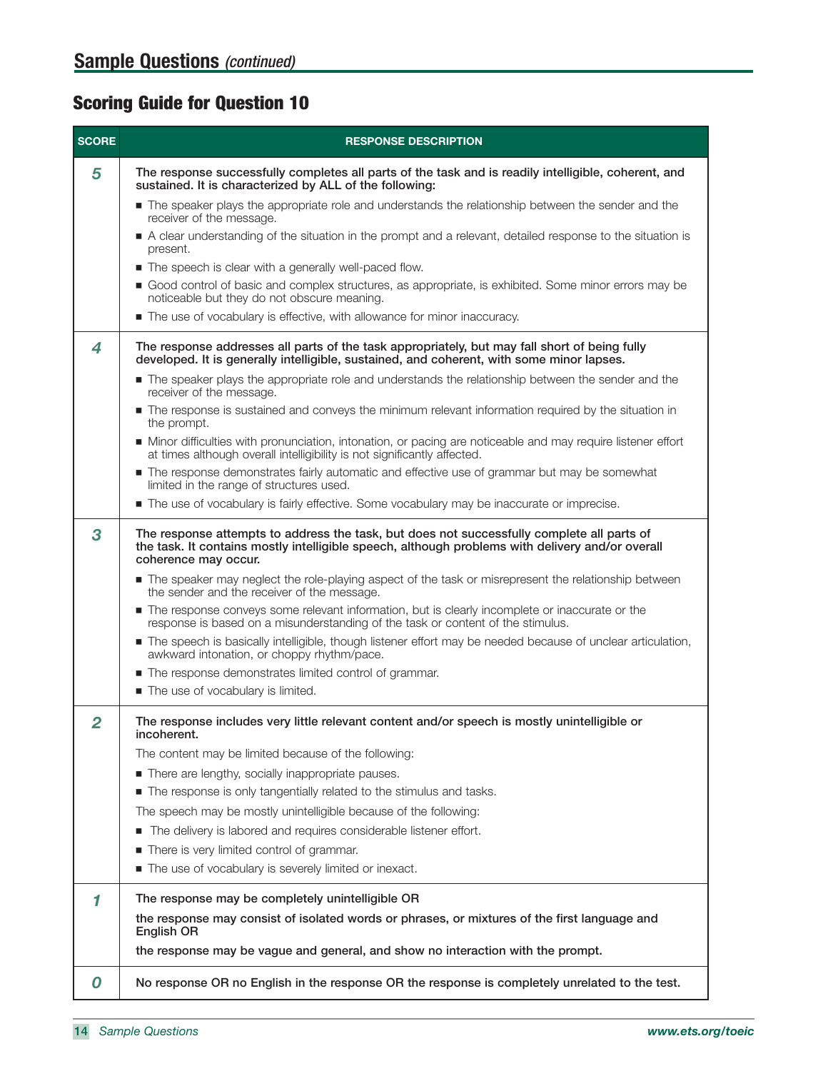## Sample Questions *(continued)*

### Scoring Guide for Question 10

| SCORE | RESPONSE DESCRIPTION |
|---|---|
| *5* | **The response successfully completes all parts of the task and is readily intelligible, coherent, and sustained. It is characterized by ALL of the following:**<br>■ The speaker plays the appropriate role and understands the relationship between the sender and the receiver of the message.<br>■ A clear understanding of the situation in the prompt and a relevant, detailed response to the situation is present.<br>■ The speech is clear with a generally well-paced flow.<br>■ Good control of basic and complex structures, as appropriate, is exhibited. Some minor errors may be noticeable but they do not obscure meaning.<br>■ The use of vocabulary is effective, with allowance for minor inaccuracy. |
| *4* | **The response addresses all parts of the task appropriately, but may fall short of being fully developed. It is generally intelligible, sustained, and coherent, with some minor lapses.**<br>■ The speaker plays the appropriate role and understands the relationship between the sender and the receiver of the message.<br>■ The response is sustained and conveys the minimum relevant information required by the situation in the prompt.<br>■ Minor difficulties with pronunciation, intonation, or pacing are noticeable and may require listener effort at times although overall intelligibility is not significantly affected.<br>■ The response demonstrates fairly automatic and effective use of grammar but may be somewhat limited in the range of structures used.<br>■ The use of vocabulary is fairly effective. Some vocabulary may be inaccurate or imprecise. |
| *3* | **The response attempts to address the task, but does not successfully complete all parts of the task. It contains mostly intelligible speech, although problems with delivery and/or overall coherence may occur.**<br>■ The speaker may neglect the role-playing aspect of the task or misrepresent the relationship between the sender and the receiver of the message.<br>■ The response conveys some relevant information, but is clearly incomplete or inaccurate or the response is based on a misunderstanding of the task or content of the stimulus.<br>■ The speech is basically intelligible, though listener effort may be needed because of unclear articulation, awkward intonation, or choppy rhythm/pace.<br>■ The response demonstrates limited control of grammar.<br>■ The use of vocabulary is limited. |
| *2* | **The response includes very little relevant content and/or speech is mostly unintelligible or incoherent.**<br>The content may be limited because of the following:<br>■ There are lengthy, socially inappropriate pauses.<br>■ The response is only tangentially related to the stimulus and tasks.<br>The speech may be mostly unintelligible because of the following:<br>■ The delivery is labored and requires considerable listener effort.<br>■ There is very limited control of grammar.<br>■ The use of vocabulary is severely limited or inexact. |
| *1* | **The response may be completely unintelligible OR**<br>**the response may consist of isolated words or phrases, or mixtures of the first language and English OR**<br>**the response may be vague and general, and show no interaction with the prompt.** |
| *0* | **No response OR no English in the response OR the response is completely unrelated to the test.** |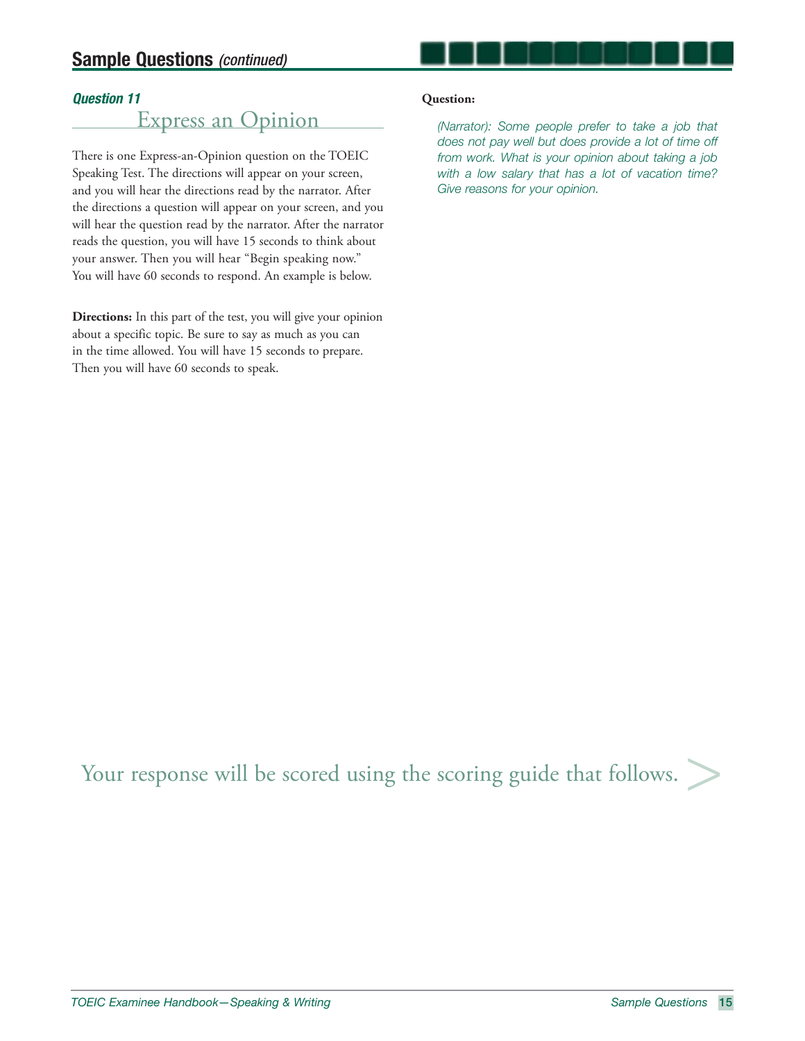## Sample Questions *(continued)*

### *Question 11*

## Express an Opinion

There is one Express-an-Opinion question on the TOEIC Speaking Test. The directions will appear on your screen, and you will hear the directions read by the narrator. After the directions a question will appear on your screen, and you will hear the question read by the narrator. After the narrator reads the question, you will have 15 seconds to think about your answer. Then you will hear "Begin speaking now." You will have 60 seconds to respond. An example is below.

**Directions:** In this part of the test, you will give your opinion about a specific topic. Be sure to say as much as you can in the time allowed. You will have 15 seconds to prepare. Then you will have 60 seconds to speak.

**Question:**

*(Narrator): Some people prefer to take a job that does not pay well but does provide a lot of time off from work. What is your opinion about taking a job with a low salary that has a lot of vacation time? Give reasons for your opinion.*

Your response will be scored using the scoring guide that follows. >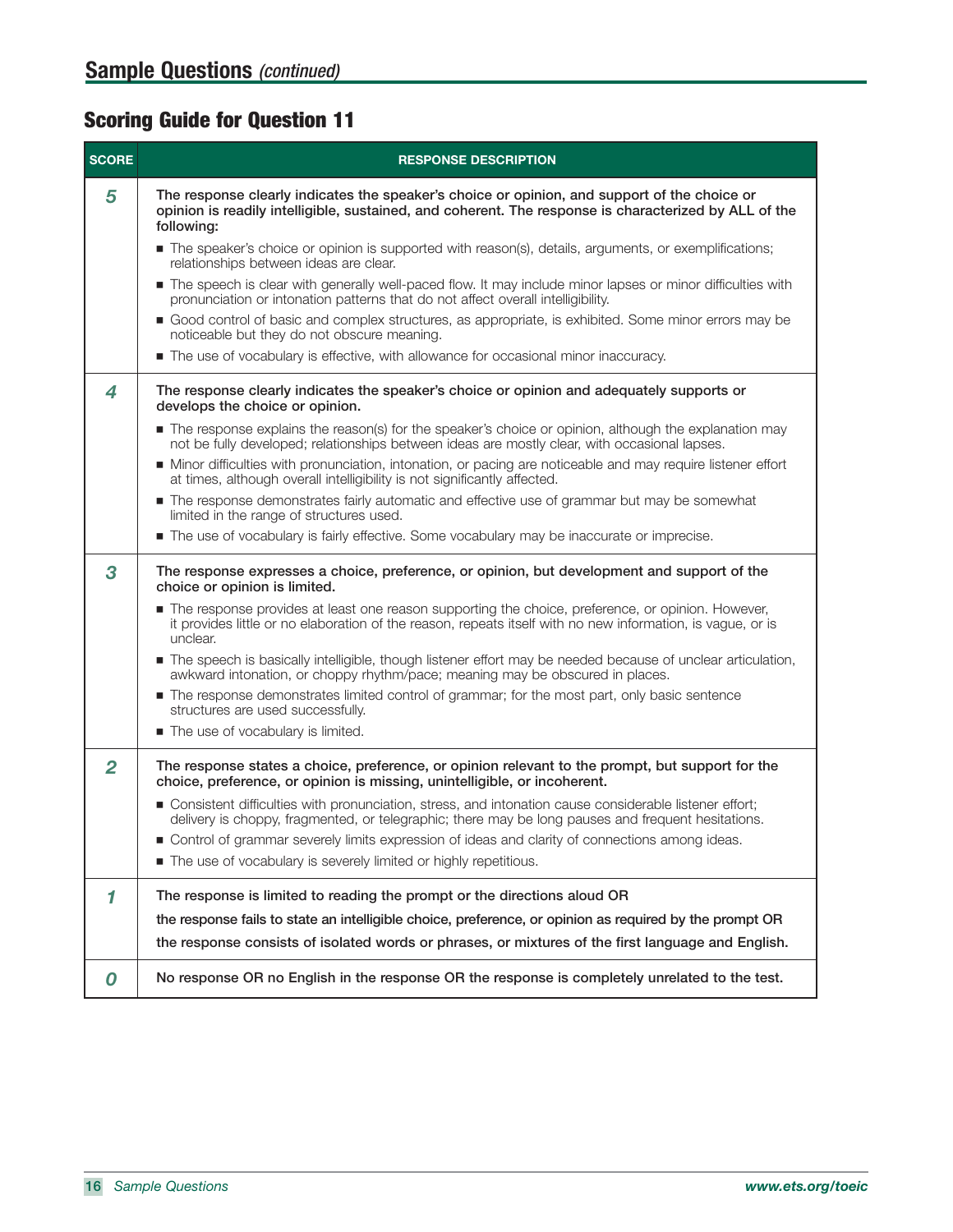## Sample Questions *(continued)*

### Scoring Guide for Question 11

| SCORE | RESPONSE DESCRIPTION |
|---|---|
| 5 | **The response clearly indicates the speaker's choice or opinion, and support of the choice or opinion is readily intelligible, sustained, and coherent. The response is characterized by ALL of the following:**<br>■ The speaker's choice or opinion is supported with reason(s), details, arguments, or exemplifications; relationships between ideas are clear.<br>■ The speech is clear with generally well-paced flow. It may include minor lapses or minor difficulties with pronunciation or intonation patterns that do not affect overall intelligibility.<br>■ Good control of basic and complex structures, as appropriate, is exhibited. Some minor errors may be noticeable but they do not obscure meaning.<br>■ The use of vocabulary is effective, with allowance for occasional minor inaccuracy. |
| 4 | **The response clearly indicates the speaker's choice or opinion and adequately supports or develops the choice or opinion.**<br>■ The response explains the reason(s) for the speaker's choice or opinion, although the explanation may not be fully developed; relationships between ideas are mostly clear, with occasional lapses.<br>■ Minor difficulties with pronunciation, intonation, or pacing are noticeable and may require listener effort at times, although overall intelligibility is not significantly affected.<br>■ The response demonstrates fairly automatic and effective use of grammar but may be somewhat limited in the range of structures used.<br>■ The use of vocabulary is fairly effective. Some vocabulary may be inaccurate or imprecise. |
| 3 | **The response expresses a choice, preference, or opinion, but development and support of the choice or opinion is limited.**<br>■ The response provides at least one reason supporting the choice, preference, or opinion. However, it provides little or no elaboration of the reason, repeats itself with no new information, is vague, or is unclear.<br>■ The speech is basically intelligible, though listener effort may be needed because of unclear articulation, awkward intonation, or choppy rhythm/pace; meaning may be obscured in places.<br>■ The response demonstrates limited control of grammar; for the most part, only basic sentence structures are used successfully.<br>■ The use of vocabulary is limited. |
| 2 | **The response states a choice, preference, or opinion relevant to the prompt, but support for the choice, preference, or opinion is missing, unintelligible, or incoherent.**<br>■ Consistent difficulties with pronunciation, stress, and intonation cause considerable listener effort; delivery is choppy, fragmented, or telegraphic; there may be long pauses and frequent hesitations.<br>■ Control of grammar severely limits expression of ideas and clarity of connections among ideas.<br>■ The use of vocabulary is severely limited or highly repetitious. |
| 1 | **The response is limited to reading the prompt or the directions aloud OR**<br>**the response fails to state an intelligible choice, preference, or opinion as required by the prompt OR**<br>**the response consists of isolated words or phrases, or mixtures of the first language and English.** |
| 0 | **No response OR no English in the response OR the response is completely unrelated to the test.** |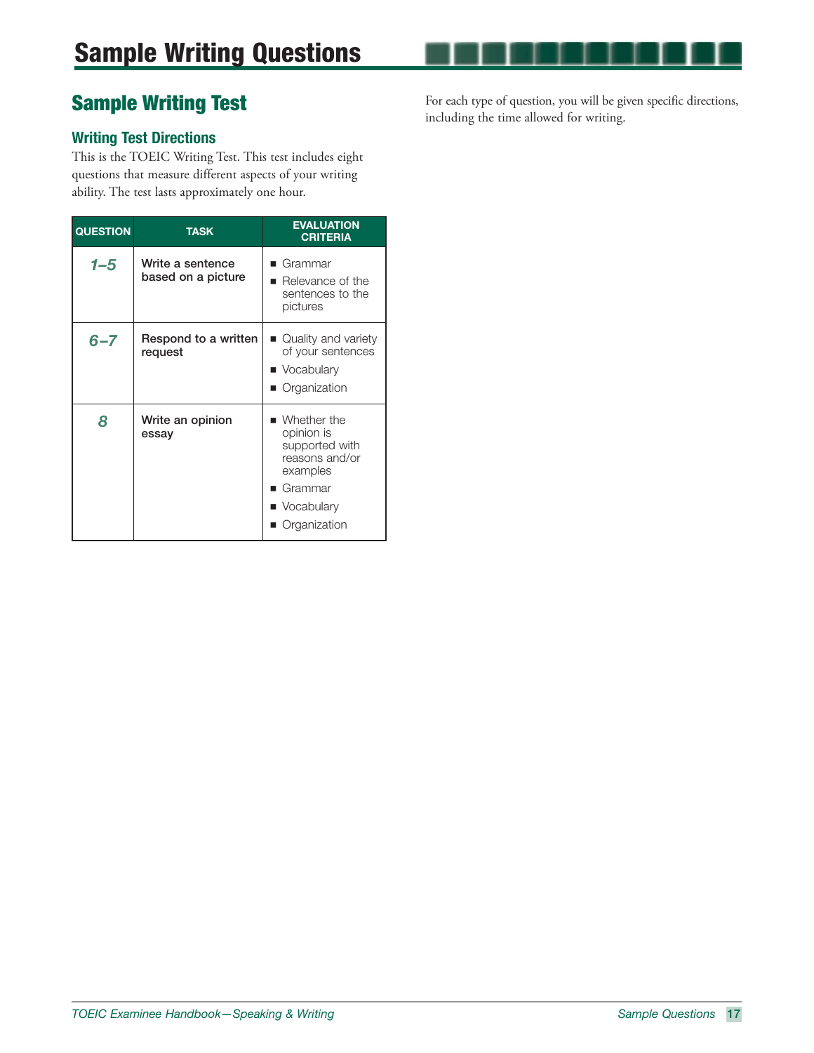# Sample Writing Questions

## Sample Writing Test

### Writing Test Directions

This is the TOEIC Writing Test. This test includes eight questions that measure different aspects of your writing ability. The test lasts approximately one hour.

| QUESTION | TASK | EVALUATION CRITERIA |
|---|---|---|
| *1–5* | Write a sentence based on a picture | ■ Grammar<br>■ Relevance of the sentences to the pictures |
| *6–7* | Respond to a written request | ■ Quality and variety of your sentences<br>■ Vocabulary<br>■ Organization |
| *8* | Write an opinion essay | ■ Whether the opinion is supported with reasons and/or examples<br>■ Grammar<br>■ Vocabulary<br>■ Organization |

For each type of question, you will be given specific directions, including the time allowed for writing.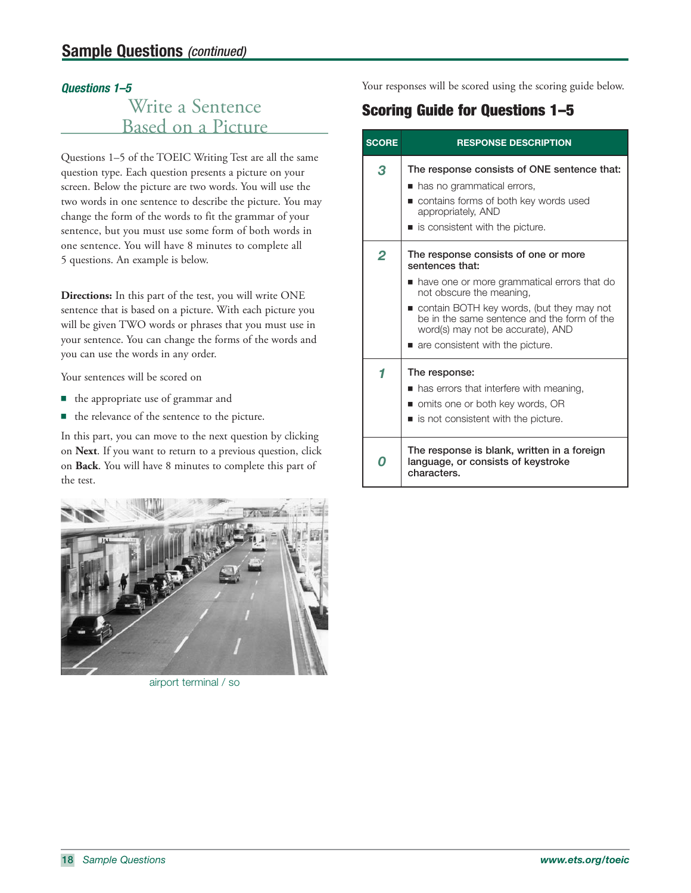# Sample Questions *(continued)*

***Questions 1–5***

## Write a Sentence Based on a Picture

Questions 1–5 of the TOEIC Writing Test are all the same question type. Each question presents a picture on your screen. Below the picture are two words. You will use the two words in one sentence to describe the picture. You may change the form of the words to fit the grammar of your sentence, but you must use some form of both words in one sentence. You will have 8 minutes to complete all 5 questions. An example is below.

**Directions:** In this part of the test, you will write ONE sentence that is based on a picture. With each picture you will be given TWO words or phrases that you must use in your sentence. You can change the forms of the words and you can use the words in any order.

Your sentences will be scored on

- the appropriate use of grammar and
- the relevance of the sentence to the picture.

In this part, you can move to the next question by clicking on **Next**. If you want to return to a previous question, click on **Back**. You will have 8 minutes to complete this part of the test.

airport terminal / so

Your responses will be scored using the scoring guide below.

## Scoring Guide for Questions 1–5

| SCORE | RESPONSE DESCRIPTION |
|---|---|
| 3 | The response consists of ONE sentence that:<br>■ has no grammatical errors,<br>■ contains forms of both key words used appropriately, AND<br>■ is consistent with the picture. |
| 2 | The response consists of one or more sentences that:<br>■ have one or more grammatical errors that do not obscure the meaning,<br>■ contain BOTH key words, (but they may not be in the same sentence and the form of the word(s) may not be accurate), AND<br>■ are consistent with the picture. |
| 1 | The response:<br>■ has errors that interfere with meaning,<br>■ omits one or both key words, OR<br>■ is not consistent with the picture. |
| 0 | The response is blank, written in a foreign language, or consists of keystroke characters. |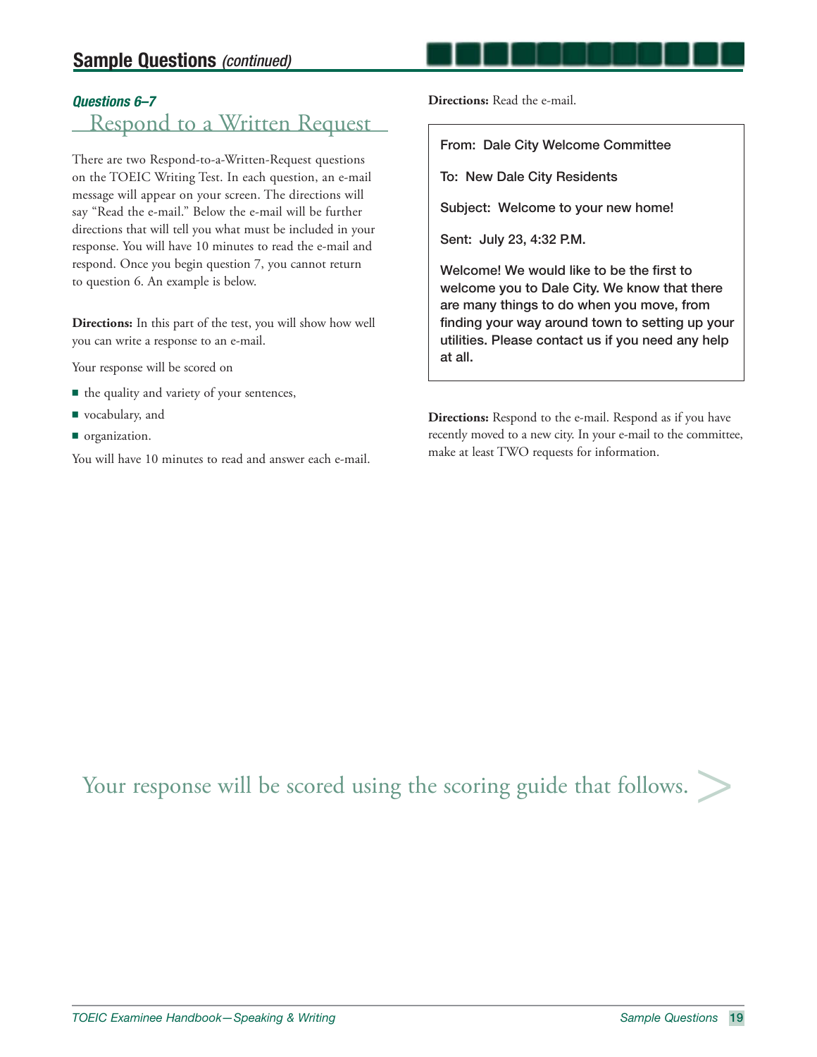## Sample Questions *(continued)*

### *Questions 6–7*

## Respond to a Written Request

There are two Respond-to-a-Written-Request questions on the TOEIC Writing Test. In each question, an e-mail message will appear on your screen. The directions will say "Read the e-mail." Below the e-mail will be further directions that will tell you what must be included in your response. You will have 10 minutes to read the e-mail and respond. Once you begin question 7, you cannot return to question 6. An example is below.

**Directions:** In this part of the test, you will show how well you can write a response to an e-mail.

Your response will be scored on

- the quality and variety of your sentences,
- vocabulary, and
- organization.

You will have 10 minutes to read and answer each e-mail.

**Directions:** Read the e-mail.

> **From: Dale City Welcome Committee**
>
> **To: New Dale City Residents**
>
> **Subject: Welcome to your new home!**
>
> **Sent: July 23, 4:32 P.M.**
>
> **Welcome! We would like to be the first to welcome you to Dale City. We know that there are many things to do when you move, from finding your way around town to setting up your utilities. Please contact us if you need any help at all.**

**Directions:** Respond to the e-mail. Respond as if you have recently moved to a new city. In your e-mail to the committee, make at least TWO requests for information.

Your response will be scored using the scoring guide that follows. >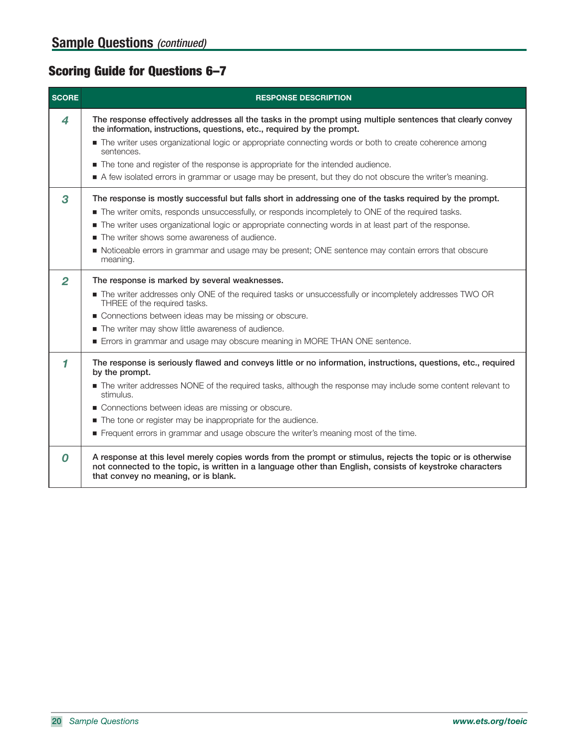## Sample Questions *(continued)*

### Scoring Guide for Questions 6–7

| SCORE | RESPONSE DESCRIPTION |
|---|---|
| ***4*** | **The response effectively addresses all the tasks in the prompt using multiple sentences that clearly convey the information, instructions, questions, etc., required by the prompt.**<br>■ The writer uses organizational logic or appropriate connecting words or both to create coherence among sentences.<br>■ The tone and register of the response is appropriate for the intended audience.<br>■ A few isolated errors in grammar or usage may be present, but they do not obscure the writer's meaning. |
| ***3*** | **The response is mostly successful but falls short in addressing one of the tasks required by the prompt.**<br>■ The writer omits, responds unsuccessfully, or responds incompletely to ONE of the required tasks.<br>■ The writer uses organizational logic or appropriate connecting words in at least part of the response.<br>■ The writer shows some awareness of audience.<br>■ Noticeable errors in grammar and usage may be present; ONE sentence may contain errors that obscure meaning. |
| ***2*** | **The response is marked by several weaknesses.**<br>■ The writer addresses only ONE of the required tasks or unsuccessfully or incompletely addresses TWO OR THREE of the required tasks.<br>■ Connections between ideas may be missing or obscure.<br>■ The writer may show little awareness of audience.<br>■ Errors in grammar and usage may obscure meaning in MORE THAN ONE sentence. |
| ***1*** | **The response is seriously flawed and conveys little or no information, instructions, questions, etc., required by the prompt.**<br>■ The writer addresses NONE of the required tasks, although the response may include some content relevant to stimulus.<br>■ Connections between ideas are missing or obscure.<br>■ The tone or register may be inappropriate for the audience.<br>■ Frequent errors in grammar and usage obscure the writer's meaning most of the time. |
| ***0*** | **A response at this level merely copies words from the prompt or stimulus, rejects the topic or is otherwise not connected to the topic, is written in a language other than English, consists of keystroke characters that convey no meaning, or is blank.** |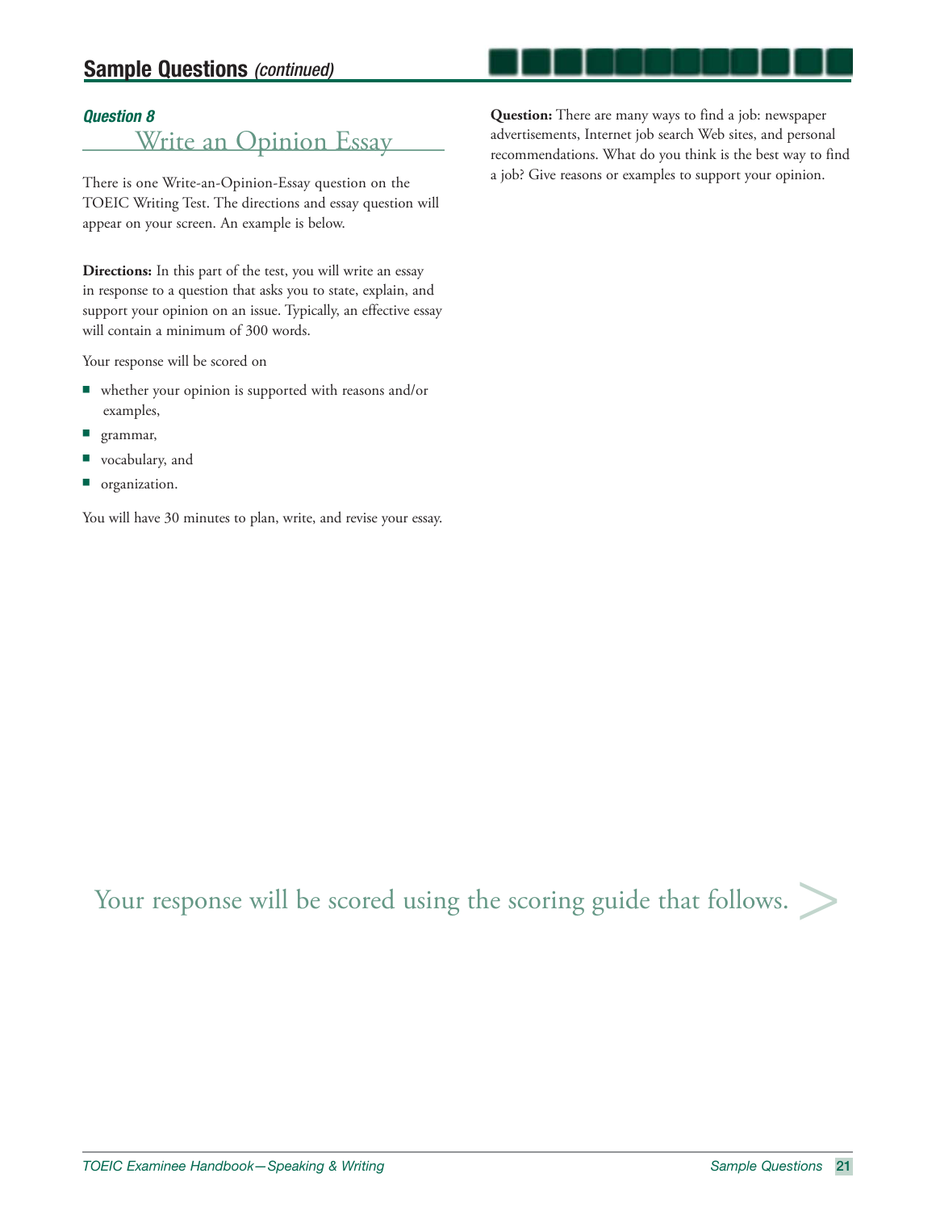## Sample Questions *(continued)*

### *Question 8*

## Write an Opinion Essay

There is one Write-an-Opinion-Essay question on the TOEIC Writing Test. The directions and essay question will appear on your screen. An example is below.

**Directions:** In this part of the test, you will write an essay in response to a question that asks you to state, explain, and support your opinion on an issue. Typically, an effective essay will contain a minimum of 300 words.

Your response will be scored on

- whether your opinion is supported with reasons and/or examples,
- grammar,
- vocabulary, and
- organization.

You will have 30 minutes to plan, write, and revise your essay.

**Question:** There are many ways to find a job: newspaper advertisements, Internet job search Web sites, and personal recommendations. What do you think is the best way to find a job? Give reasons or examples to support your opinion.

Your response will be scored using the scoring guide that follows. >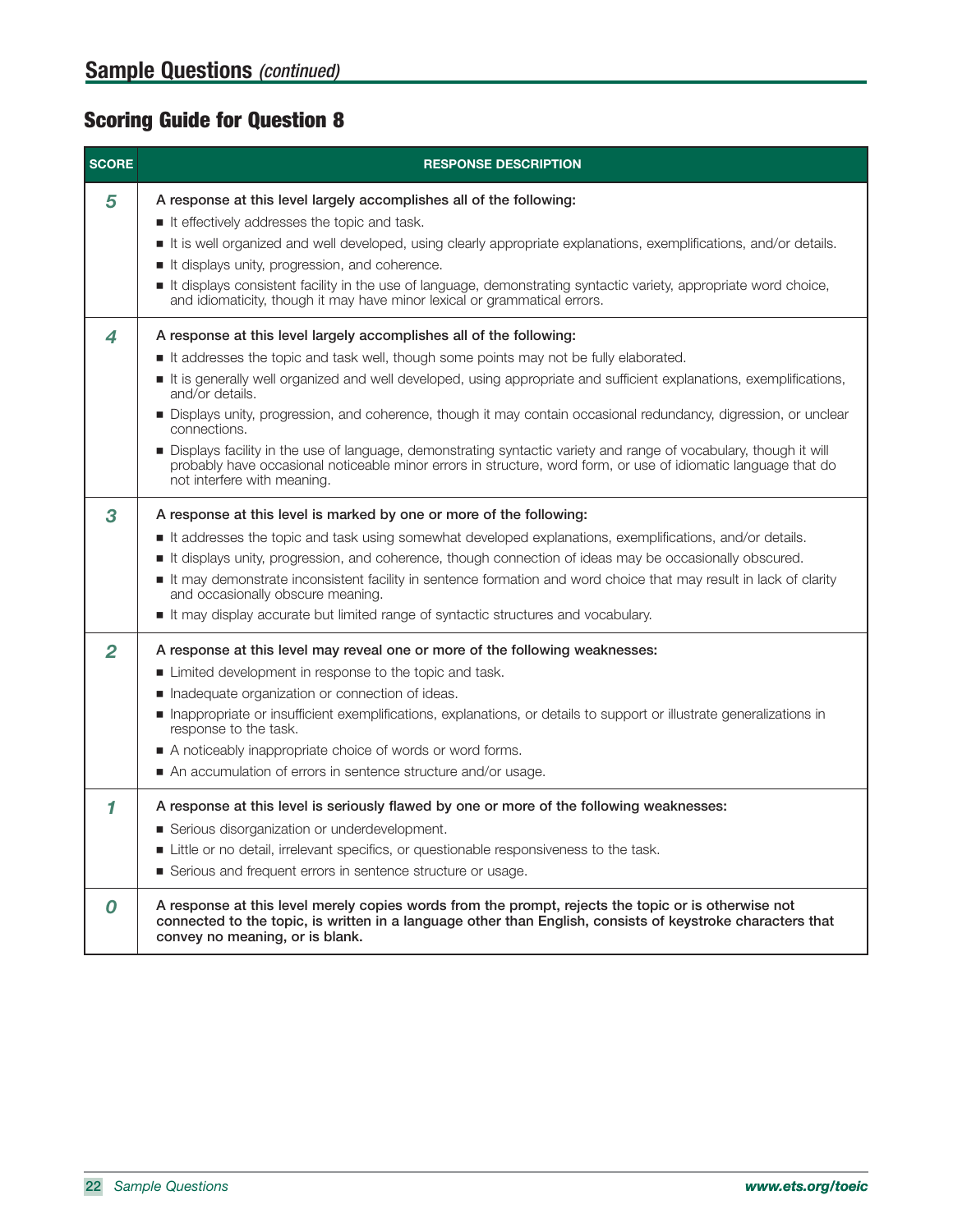## Sample Questions *(continued)*

### Scoring Guide for Question 8

| SCORE | RESPONSE DESCRIPTION |
|---|---|
| *5* | **A response at this level largely accomplishes all of the following:**<br>■ It effectively addresses the topic and task.<br>■ It is well organized and well developed, using clearly appropriate explanations, exemplifications, and/or details.<br>■ It displays unity, progression, and coherence.<br>■ It displays consistent facility in the use of language, demonstrating syntactic variety, appropriate word choice, and idiomaticity, though it may have minor lexical or grammatical errors. |
| *4* | **A response at this level largely accomplishes all of the following:**<br>■ It addresses the topic and task well, though some points may not be fully elaborated.<br>■ It is generally well organized and well developed, using appropriate and sufficient explanations, exemplifications, and/or details.<br>■ Displays unity, progression, and coherence, though it may contain occasional redundancy, digression, or unclear connections.<br>■ Displays facility in the use of language, demonstrating syntactic variety and range of vocabulary, though it will probably have occasional noticeable minor errors in structure, word form, or use of idiomatic language that do not interfere with meaning. |
| *3* | **A response at this level is marked by one or more of the following:**<br>■ It addresses the topic and task using somewhat developed explanations, exemplifications, and/or details.<br>■ It displays unity, progression, and coherence, though connection of ideas may be occasionally obscured.<br>■ It may demonstrate inconsistent facility in sentence formation and word choice that may result in lack of clarity and occasionally obscure meaning.<br>■ It may display accurate but limited range of syntactic structures and vocabulary. |
| *2* | **A response at this level may reveal one or more of the following weaknesses:**<br>■ Limited development in response to the topic and task.<br>■ Inadequate organization or connection of ideas.<br>■ Inappropriate or insufficient exemplifications, explanations, or details to support or illustrate generalizations in response to the task.<br>■ A noticeably inappropriate choice of words or word forms.<br>■ An accumulation of errors in sentence structure and/or usage. |
| *1* | **A response at this level is seriously flawed by one or more of the following weaknesses:**<br>■ Serious disorganization or underdevelopment.<br>■ Little or no detail, irrelevant specifics, or questionable responsiveness to the task.<br>■ Serious and frequent errors in sentence structure or usage. |
| *0* | **A response at this level merely copies words from the prompt, rejects the topic or is otherwise not connected to the topic, is written in a language other than English, consists of keystroke characters that convey no meaning, or is blank.** |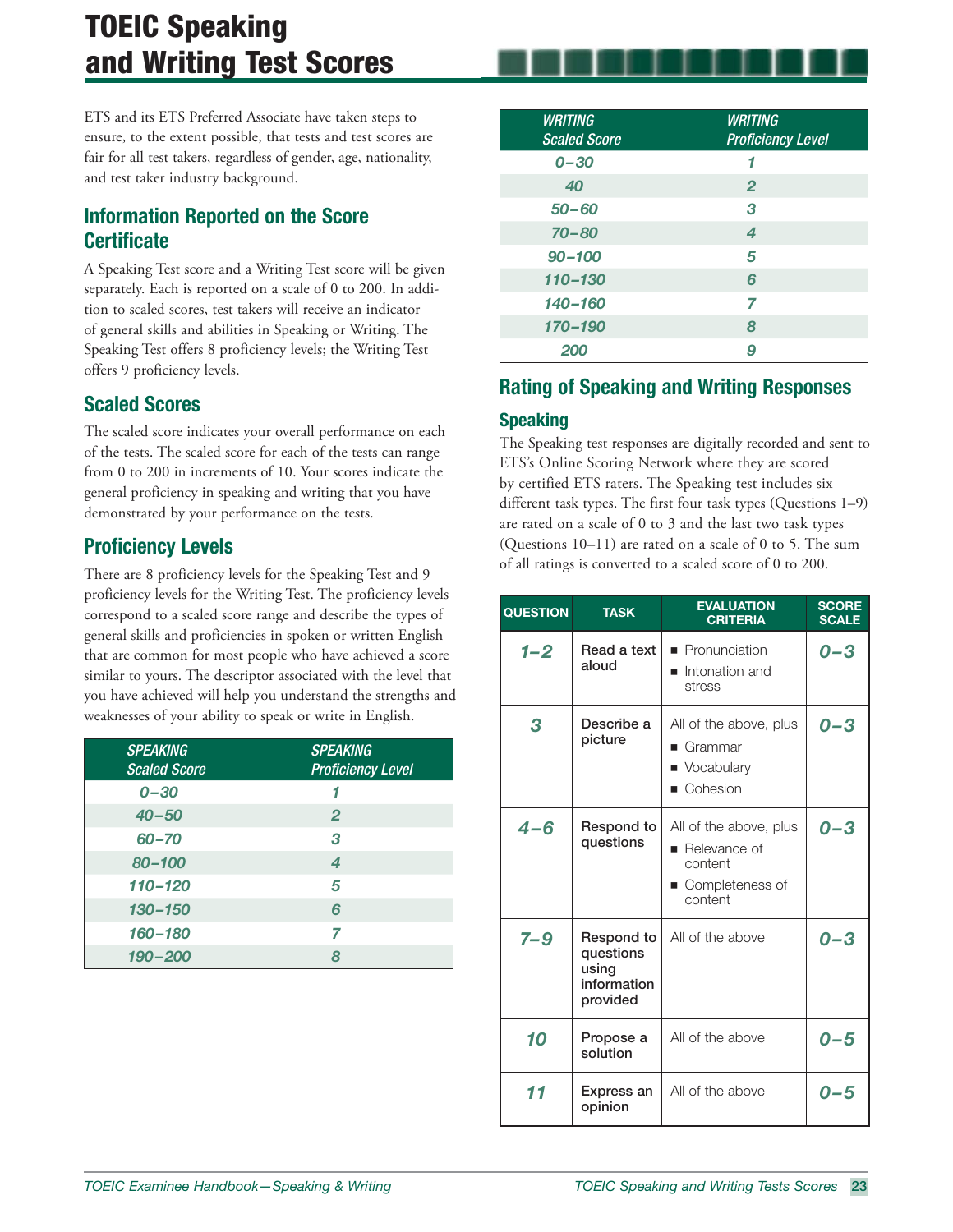# TOEIC Speaking and Writing Test Scores

ETS and its ETS Preferred Associate have taken steps to ensure, to the extent possible, that tests and test scores are fair for all test takers, regardless of gender, age, nationality, and test taker industry background.

## Information Reported on the Score Certificate

A Speaking Test score and a Writing Test score will be given separately. Each is reported on a scale of 0 to 200. In addition to scaled scores, test takers will receive an indicator of general skills and abilities in Speaking or Writing. The Speaking Test offers 8 proficiency levels; the Writing Test offers 9 proficiency levels.

## Scaled Scores

The scaled score indicates your overall performance on each of the tests. The scaled score for each of the tests can range from 0 to 200 in increments of 10. Your scores indicate the general proficiency in speaking and writing that you have demonstrated by your performance on the tests.

## Proficiency Levels

There are 8 proficiency levels for the Speaking Test and 9 proficiency levels for the Writing Test. The proficiency levels correspond to a scaled score range and describe the types of general skills and proficiencies in spoken or written English that are common for most people who have achieved a score similar to yours. The descriptor associated with the level that you have achieved will help you understand the strengths and weaknesses of your ability to speak or write in English.

| SPEAKING Scaled Score | SPEAKING Proficiency Level |
|---|---|
| 0–30 | 1 |
| 40–50 | 2 |
| 60–70 | 3 |
| 80–100 | 4 |
| 110–120 | 5 |
| 130–150 | 6 |
| 160–180 | 7 |
| 190–200 | 8 |

| WRITING Scaled Score | WRITING Proficiency Level |
|---|---|
| 0–30 | 1 |
| 40 | 2 |
| 50–60 | 3 |
| 70–80 | 4 |
| 90–100 | 5 |
| 110–130 | 6 |
| 140–160 | 7 |
| 170–190 | 8 |
| 200 | 9 |

## Rating of Speaking and Writing Responses

### Speaking

The Speaking test responses are digitally recorded and sent to ETS's Online Scoring Network where they are scored by certified ETS raters. The Speaking test includes six different task types. The first four task types (Questions 1–9) are rated on a scale of 0 to 3 and the last two task types (Questions 10–11) are rated on a scale of 0 to 5. The sum of all ratings is converted to a scaled score of 0 to 200.

| QUESTION | TASK | EVALUATION CRITERIA | SCORE SCALE |
|---|---|---|---|
| 1–2 | Read a text aloud | ■ Pronunciation<br>■ Intonation and stress | 0–3 |
| 3 | Describe a picture | All of the above, plus<br>■ Grammar<br>■ Vocabulary<br>■ Cohesion | 0–3 |
| 4–6 | Respond to questions | All of the above, plus<br>■ Relevance of content<br>■ Completeness of content | 0–3 |
| 7–9 | Respond to questions using information provided | All of the above | 0–3 |
| 10 | Propose a solution | All of the above | 0–5 |
| 11 | Express an opinion | All of the above | 0–5 |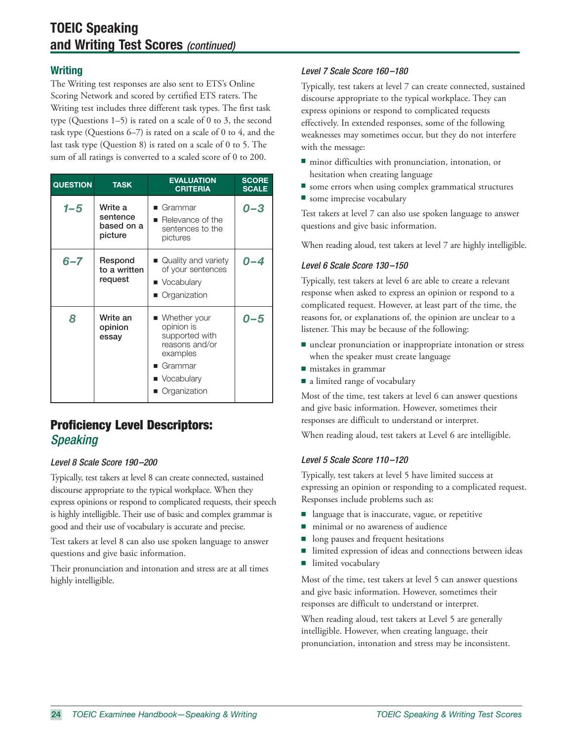## TOEIC Speaking and Writing Test Scores *(continued)*

### Writing

The Writing test responses are also sent to ETS's Online Scoring Network and scored by certified ETS raters. The Writing test includes three different task types. The first task type (Questions 1–5) is rated on a scale of 0 to 3, the second task type (Questions 6–7) is rated on a scale of 0 to 4, and the last task type (Question 8) is rated on a scale of 0 to 5. The sum of all ratings is converted to a scaled score of 0 to 200.

| QUESTION | TASK | EVALUATION CRITERIA | SCORE SCALE |
|---|---|---|---|
| **1–5** | Write a sentence based on a picture | ■ Grammar<br>■ Relevance of the sentences to the pictures | **0–3** |
| **6–7** | Respond to a written request | ■ Quality and variety of your sentences<br>■ Vocabulary<br>■ Organization | **0–4** |
| **8** | Write an opinion essay | ■ Whether your opinion is supported with reasons and/or examples<br>■ Grammar<br>■ Vocabulary<br>■ Organization | **0–5** |

## Proficiency Level Descriptors: *Speaking*

#### *Level 8 Scale Score 190–200*

Typically, test takers at level 8 can create connected, sustained discourse appropriate to the typical workplace. When they express opinions or respond to complicated requests, their speech is highly intelligible. Their use of basic and complex grammar is good and their use of vocabulary is accurate and precise.

Test takers at level 8 can also use spoken language to answer questions and give basic information.

Their pronunciation and intonation and stress are at all times highly intelligible.

#### *Level 7 Scale Score 160–180*

Typically, test takers at level 7 can create connected, sustained discourse appropriate to the typical workplace. They can express opinions or respond to complicated requests effectively. In extended responses, some of the following weaknesses may sometimes occur, but they do not interfere with the message:

- minor difficulties with pronunciation, intonation, or hesitation when creating language
- some errors when using complex grammatical structures
- some imprecise vocabulary

Test takers at level 7 can also use spoken language to answer questions and give basic information.

When reading aloud, test takers at level 7 are highly intelligible.

#### *Level 6 Scale Score 130–150*

Typically, test takers at level 6 are able to create a relevant response when asked to express an opinion or respond to a complicated request. However, at least part of the time, the reasons for, or explanations of, the opinion are unclear to a listener. This may be because of the following:

- unclear pronunciation or inappropriate intonation or stress when the speaker must create language
- mistakes in grammar
- a limited range of vocabulary

Most of the time, test takers at level 6 can answer questions and give basic information. However, sometimes their responses are difficult to understand or interpret.

When reading aloud, test takers at Level 6 are intelligible.

#### *Level 5 Scale Score 110–120*

Typically, test takers at level 5 have limited success at expressing an opinion or responding to a complicated request. Responses include problems such as:

- language that is inaccurate, vague, or repetitive
- minimal or no awareness of audience
- long pauses and frequent hesitations
- limited expression of ideas and connections between ideas
- limited vocabulary

Most of the time, test takers at level 5 can answer questions and give basic information. However, sometimes their responses are difficult to understand or interpret.

When reading aloud, test takers at Level 5 are generally intelligible. However, when creating language, their pronunciation, intonation and stress may be inconsistent.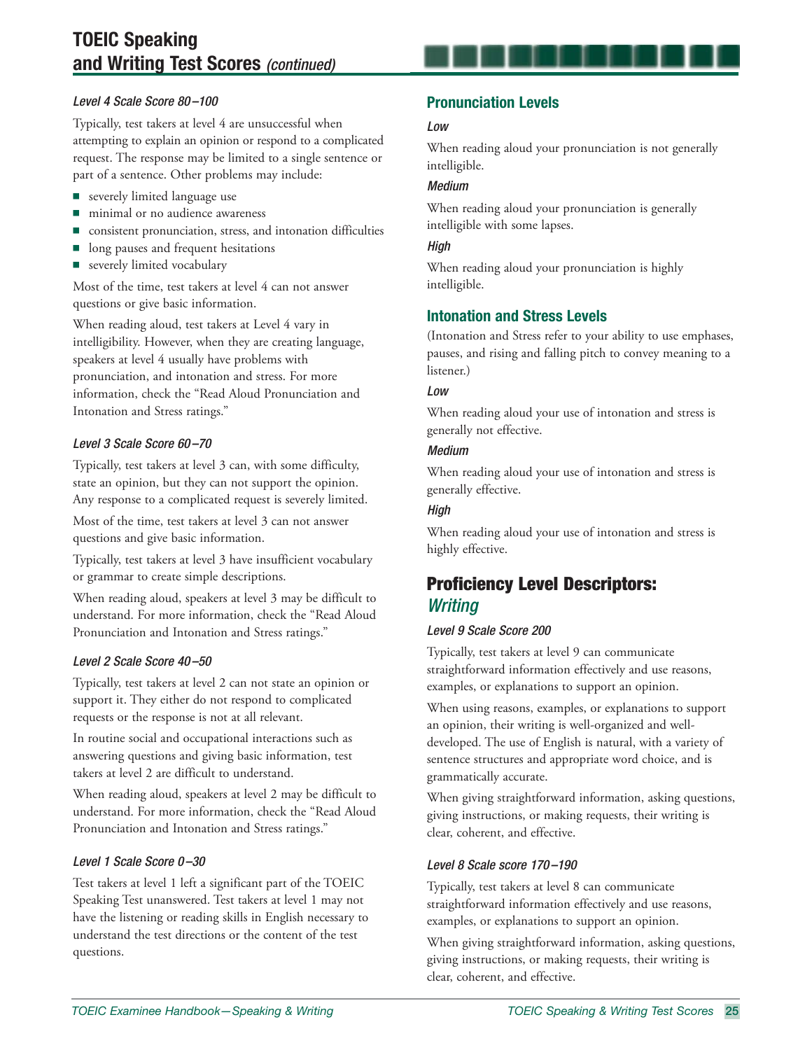### Level 4 Scale Score 80–100

Typically, test takers at level 4 are unsuccessful when attempting to explain an opinion or respond to a complicated request. The response may be limited to a single sentence or part of a sentence. Other problems may include:

- severely limited language use
- minimal or no audience awareness
- consistent pronunciation, stress, and intonation difficulties
- long pauses and frequent hesitations
- severely limited vocabulary

Most of the time, test takers at level 4 can not answer questions or give basic information.

When reading aloud, test takers at Level 4 vary in intelligibility. However, when they are creating language, speakers at level 4 usually have problems with pronunciation, and intonation and stress. For more information, check the "Read Aloud Pronunciation and Intonation and Stress ratings."

### Level 3 Scale Score 60–70

Typically, test takers at level 3 can, with some difficulty, state an opinion, but they can not support the opinion. Any response to a complicated request is severely limited.

Most of the time, test takers at level 3 can not answer questions and give basic information.

Typically, test takers at level 3 have insufficient vocabulary or grammar to create simple descriptions.

When reading aloud, speakers at level 3 may be difficult to understand. For more information, check the "Read Aloud Pronunciation and Intonation and Stress ratings."

### Level 2 Scale Score 40–50

Typically, test takers at level 2 can not state an opinion or support it. They either do not respond to complicated requests or the response is not at all relevant.

In routine social and occupational interactions such as answering questions and giving basic information, test takers at level 2 are difficult to understand.

When reading aloud, speakers at level 2 may be difficult to understand. For more information, check the "Read Aloud Pronunciation and Intonation and Stress ratings."

### Level 1 Scale Score 0–30

Test takers at level 1 left a significant part of the TOEIC Speaking Test unanswered. Test takers at level 1 may not have the listening or reading skills in English necessary to understand the test directions or the content of the test questions.

## Pronunciation Levels

#### Low

When reading aloud your pronunciation is not generally intelligible.

#### Medium

When reading aloud your pronunciation is generally intelligible with some lapses.

#### High

When reading aloud your pronunciation is highly intelligible.

## Intonation and Stress Levels

(Intonation and Stress refer to your ability to use emphases, pauses, and rising and falling pitch to convey meaning to a listener.)

#### Low

When reading aloud your use of intonation and stress is generally not effective.

#### Medium

When reading aloud your use of intonation and stress is generally effective.

#### High

When reading aloud your use of intonation and stress is highly effective.

## Proficiency Level Descriptors: *Writing*

### Level 9 Scale Score 200

Typically, test takers at level 9 can communicate straightforward information effectively and use reasons, examples, or explanations to support an opinion.

When using reasons, examples, or explanations to support an opinion, their writing is well-organized and well-developed. The use of English is natural, with a variety of sentence structures and appropriate word choice, and is grammatically accurate.

When giving straightforward information, asking questions, giving instructions, or making requests, their writing is clear, coherent, and effective.

### Level 8 Scale score 170–190

Typically, test takers at level 8 can communicate straightforward information effectively and use reasons, examples, or explanations to support an opinion.

When giving straightforward information, asking questions, giving instructions, or making requests, their writing is clear, coherent, and effective.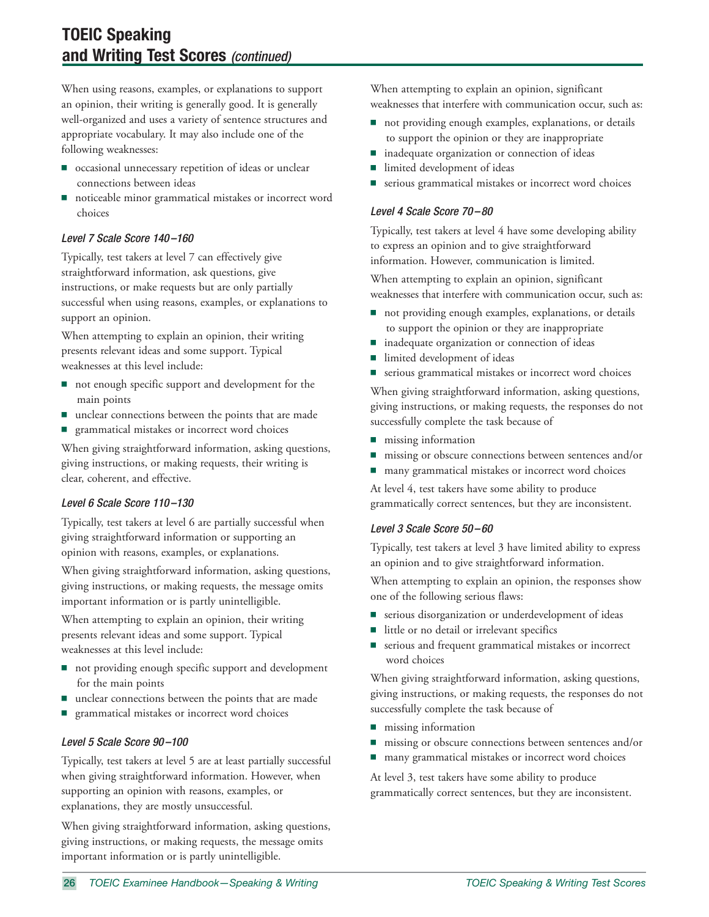## TOEIC Speaking and Writing Test Scores *(continued)*

When using reasons, examples, or explanations to support an opinion, their writing is generally good. It is generally well-organized and uses a variety of sentence structures and appropriate vocabulary. It may also include one of the following weaknesses:

- occasional unnecessary repetition of ideas or unclear connections between ideas
- noticeable minor grammatical mistakes or incorrect word choices

### *Level 7 Scale Score 140–160*

Typically, test takers at level 7 can effectively give straightforward information, ask questions, give instructions, or make requests but are only partially successful when using reasons, examples, or explanations to support an opinion.

When attempting to explain an opinion, their writing presents relevant ideas and some support. Typical weaknesses at this level include:

- not enough specific support and development for the main points
- unclear connections between the points that are made
- grammatical mistakes or incorrect word choices

When giving straightforward information, asking questions, giving instructions, or making requests, their writing is clear, coherent, and effective.

### *Level 6 Scale Score 110–130*

Typically, test takers at level 6 are partially successful when giving straightforward information or supporting an opinion with reasons, examples, or explanations.

When giving straightforward information, asking questions, giving instructions, or making requests, the message omits important information or is partly unintelligible.

When attempting to explain an opinion, their writing presents relevant ideas and some support. Typical weaknesses at this level include:

- not providing enough specific support and development for the main points
- unclear connections between the points that are made
- grammatical mistakes or incorrect word choices

### *Level 5 Scale Score 90–100*

Typically, test takers at level 5 are at least partially successful when giving straightforward information. However, when supporting an opinion with reasons, examples, or explanations, they are mostly unsuccessful.

When giving straightforward information, asking questions, giving instructions, or making requests, the message omits important information or is partly unintelligible.

When attempting to explain an opinion, significant weaknesses that interfere with communication occur, such as:

- not providing enough examples, explanations, or details to support the opinion or they are inappropriate
- inadequate organization or connection of ideas
- limited development of ideas
- serious grammatical mistakes or incorrect word choices

### *Level 4 Scale Score 70–80*

Typically, test takers at level 4 have some developing ability to express an opinion and to give straightforward information. However, communication is limited.

When attempting to explain an opinion, significant weaknesses that interfere with communication occur, such as:

- not providing enough examples, explanations, or details to support the opinion or they are inappropriate
- inadequate organization or connection of ideas
- limited development of ideas
- serious grammatical mistakes or incorrect word choices

When giving straightforward information, asking questions, giving instructions, or making requests, the responses do not successfully complete the task because of

- missing information
- missing or obscure connections between sentences and/or
- many grammatical mistakes or incorrect word choices

At level 4, test takers have some ability to produce grammatically correct sentences, but they are inconsistent.

### *Level 3 Scale Score 50–60*

Typically, test takers at level 3 have limited ability to express an opinion and to give straightforward information.

When attempting to explain an opinion, the responses show one of the following serious flaws:

- serious disorganization or underdevelopment of ideas
- little or no detail or irrelevant specifics
- serious and frequent grammatical mistakes or incorrect word choices

When giving straightforward information, asking questions, giving instructions, or making requests, the responses do not successfully complete the task because of

- missing information
- missing or obscure connections between sentences and/or
- many grammatical mistakes or incorrect word choices

At level 3, test takers have some ability to produce grammatically correct sentences, but they are inconsistent.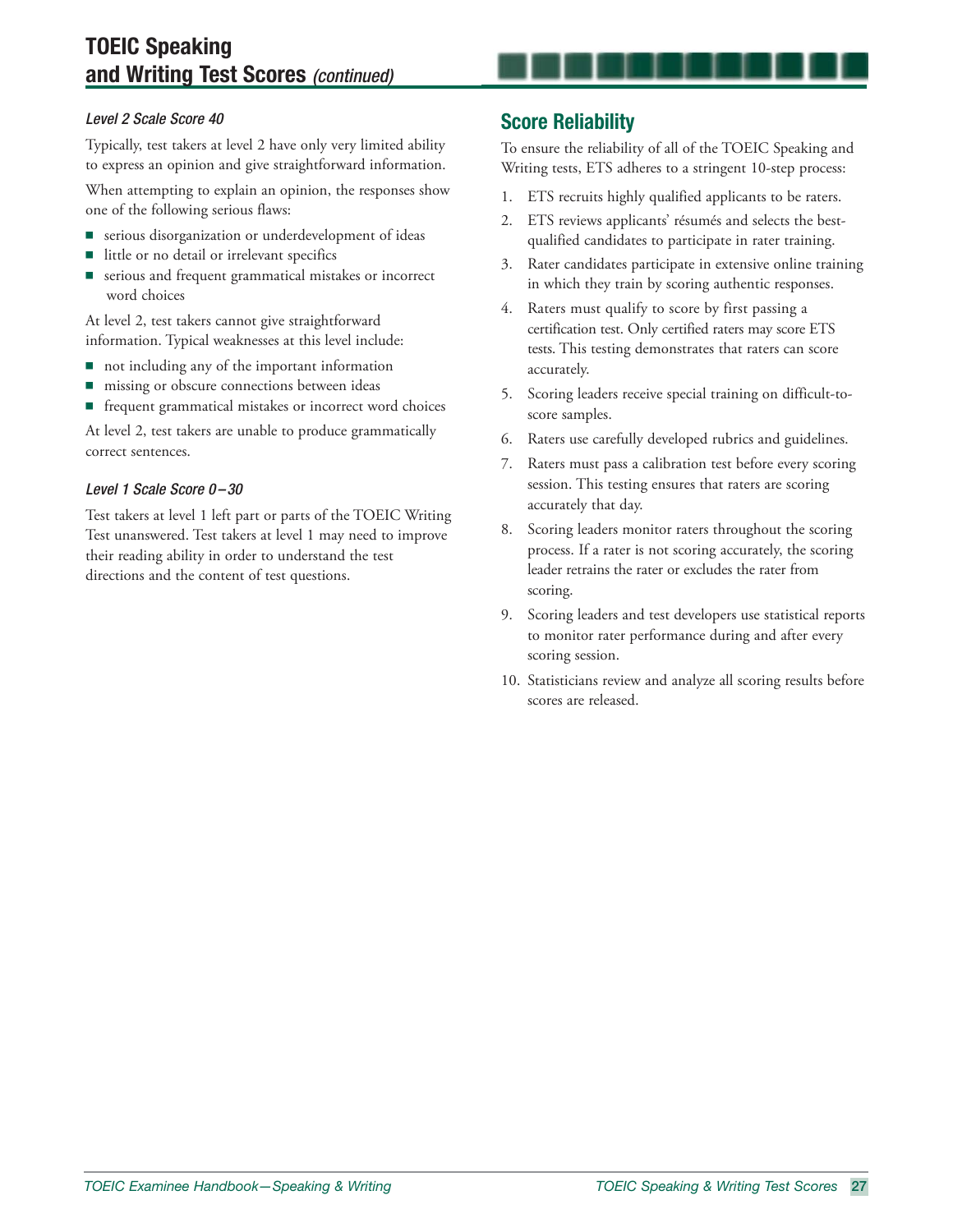### *Level 2 Scale Score 40*

Typically, test takers at level 2 have only very limited ability to express an opinion and give straightforward information.

When attempting to explain an opinion, the responses show one of the following serious flaws:

- serious disorganization or underdevelopment of ideas
- little or no detail or irrelevant specifics
- serious and frequent grammatical mistakes or incorrect word choices

At level 2, test takers cannot give straightforward information. Typical weaknesses at this level include:

- not including any of the important information
- missing or obscure connections between ideas
- frequent grammatical mistakes or incorrect word choices

At level 2, test takers are unable to produce grammatically correct sentences.

### *Level 1 Scale Score 0–30*

Test takers at level 1 left part or parts of the TOEIC Writing Test unanswered. Test takers at level 1 may need to improve their reading ability in order to understand the test directions and the content of test questions.

## Score Reliability

To ensure the reliability of all of the TOEIC Speaking and Writing tests, ETS adheres to a stringent 10-step process:

1. ETS recruits highly qualified applicants to be raters.
2. ETS reviews applicants' résumés and selects the best-qualified candidates to participate in rater training.
3. Rater candidates participate in extensive online training in which they train by scoring authentic responses.
4. Raters must qualify to score by first passing a certification test. Only certified raters may score ETS tests. This testing demonstrates that raters can score accurately.
5. Scoring leaders receive special training on difficult-to-score samples.
6. Raters use carefully developed rubrics and guidelines.
7. Raters must pass a calibration test before every scoring session. This testing ensures that raters are scoring accurately that day.
8. Scoring leaders monitor raters throughout the scoring process. If a rater is not scoring accurately, the scoring leader retrains the rater or excludes the rater from scoring.
9. Scoring leaders and test developers use statistical reports to monitor rater performance during and after every scoring session.
10. Statisticians review and analyze all scoring results before scores are released.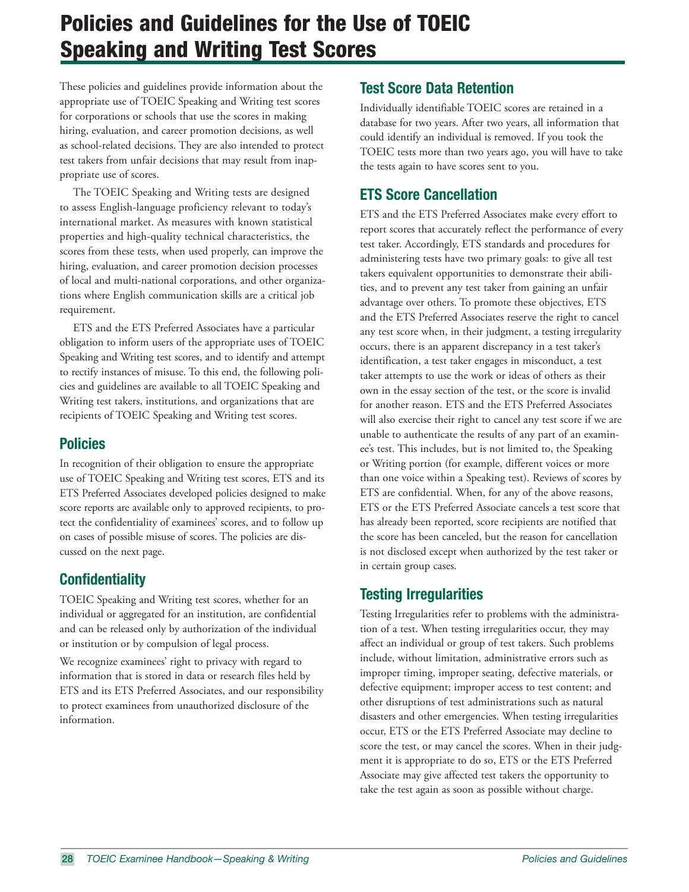# Policies and Guidelines for the Use of TOEIC Speaking and Writing Test Scores

These policies and guidelines provide information about the appropriate use of TOEIC Speaking and Writing test scores for corporations or schools that use the scores in making hiring, evaluation, and career promotion decisions, as well as school-related decisions. They are also intended to protect test takers from unfair decisions that may result from inappropriate use of scores.

The TOEIC Speaking and Writing tests are designed to assess English-language proficiency relevant to today's international market. As measures with known statistical properties and high-quality technical characteristics, the scores from these tests, when used properly, can improve the hiring, evaluation, and career promotion decision processes of local and multi-national corporations, and other organizations where English communication skills are a critical job requirement.

ETS and the ETS Preferred Associates have a particular obligation to inform users of the appropriate uses of TOEIC Speaking and Writing test scores, and to identify and attempt to rectify instances of misuse. To this end, the following policies and guidelines are available to all TOEIC Speaking and Writing test takers, institutions, and organizations that are recipients of TOEIC Speaking and Writing test scores.

## Policies

In recognition of their obligation to ensure the appropriate use of TOEIC Speaking and Writing test scores, ETS and its ETS Preferred Associates developed policies designed to make score reports are available only to approved recipients, to protect the confidentiality of examinees' scores, and to follow up on cases of possible misuse of scores. The policies are discussed on the next page.

## Confidentiality

TOEIC Speaking and Writing test scores, whether for an individual or aggregated for an institution, are confidential and can be released only by authorization of the individual or institution or by compulsion of legal process.

We recognize examinees' right to privacy with regard to information that is stored in data or research files held by ETS and its ETS Preferred Associates, and our responsibility to protect examinees from unauthorized disclosure of the information.

## Test Score Data Retention

Individually identifiable TOEIC scores are retained in a database for two years. After two years, all information that could identify an individual is removed. If you took the TOEIC tests more than two years ago, you will have to take the tests again to have scores sent to you.

## ETS Score Cancellation

ETS and the ETS Preferred Associates make every effort to report scores that accurately reflect the performance of every test taker. Accordingly, ETS standards and procedures for administering tests have two primary goals: to give all test takers equivalent opportunities to demonstrate their abilities, and to prevent any test taker from gaining an unfair advantage over others. To promote these objectives, ETS and the ETS Preferred Associates reserve the right to cancel any test score when, in their judgment, a testing irregularity occurs, there is an apparent discrepancy in a test taker's identification, a test taker engages in misconduct, a test taker attempts to use the work or ideas of others as their own in the essay section of the test, or the score is invalid for another reason. ETS and the ETS Preferred Associates will also exercise their right to cancel any test score if we are unable to authenticate the results of any part of an examinee's test. This includes, but is not limited to, the Speaking or Writing portion (for example, different voices or more than one voice within a Speaking test). Reviews of scores by ETS are confidential. When, for any of the above reasons, ETS or the ETS Preferred Associate cancels a test score that has already been reported, score recipients are notified that the score has been canceled, but the reason for cancellation is not disclosed except when authorized by the test taker or in certain group cases.

## Testing Irregularities

Testing Irregularities refer to problems with the administration of a test. When testing irregularities occur, they may affect an individual or group of test takers. Such problems include, without limitation, administrative errors such as improper timing, improper seating, defective materials, or defective equipment; improper access to test content; and other disruptions of test administrations such as natural disasters and other emergencies. When testing irregularities occur, ETS or the ETS Preferred Associate may decline to score the test, or may cancel the scores. When in their judgment it is appropriate to do so, ETS or the ETS Preferred Associate may give affected test takers the opportunity to take the test again as soon as possible without charge.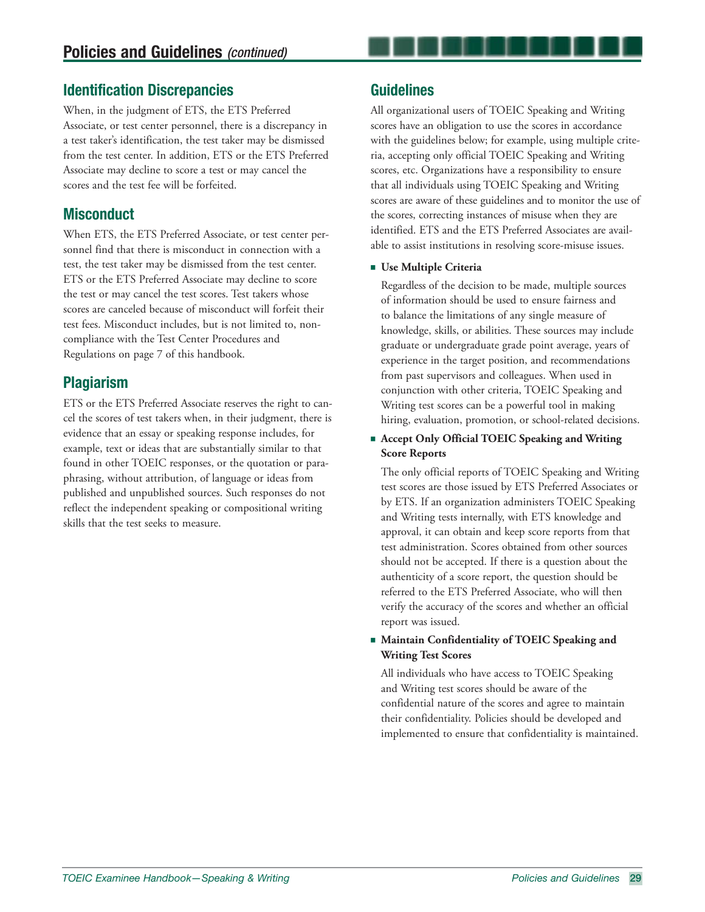## Policies and Guidelines *(continued)*

### Identification Discrepancies

When, in the judgment of ETS, the ETS Preferred Associate, or test center personnel, there is a discrepancy in a test taker's identification, the test taker may be dismissed from the test center. In addition, ETS or the ETS Preferred Associate may decline to score a test or may cancel the scores and the test fee will be forfeited.

### Misconduct

When ETS, the ETS Preferred Associate, or test center personnel find that there is misconduct in connection with a test, the test taker may be dismissed from the test center. ETS or the ETS Preferred Associate may decline to score the test or may cancel the test scores. Test takers whose scores are canceled because of misconduct will forfeit their test fees. Misconduct includes, but is not limited to, noncompliance with the Test Center Procedures and Regulations on page 7 of this handbook.

### Plagiarism

ETS or the ETS Preferred Associate reserves the right to cancel the scores of test takers when, in their judgment, there is evidence that an essay or speaking response includes, for example, text or ideas that are substantially similar to that found in other TOEIC responses, or the quotation or paraphrasing, without attribution, of language or ideas from published and unpublished sources. Such responses do not reflect the independent speaking or compositional writing skills that the test seeks to measure.

### Guidelines

All organizational users of TOEIC Speaking and Writing scores have an obligation to use the scores in accordance with the guidelines below; for example, using multiple criteria, accepting only official TOEIC Speaking and Writing scores, etc. Organizations have a responsibility to ensure that all individuals using TOEIC Speaking and Writing scores are aware of these guidelines and to monitor the use of the scores, correcting instances of misuse when they are identified. ETS and the ETS Preferred Associates are available to assist institutions in resolving score-misuse issues.

- **Use Multiple Criteria**

  Regardless of the decision to be made, multiple sources of information should be used to ensure fairness and to balance the limitations of any single measure of knowledge, skills, or abilities. These sources may include graduate or undergraduate grade point average, years of experience in the target position, and recommendations from past supervisors and colleagues. When used in conjunction with other criteria, TOEIC Speaking and Writing test scores can be a powerful tool in making hiring, evaluation, promotion, or school-related decisions.

- **Accept Only Official TOEIC Speaking and Writing Score Reports**

  The only official reports of TOEIC Speaking and Writing test scores are those issued by ETS Preferred Associates or by ETS. If an organization administers TOEIC Speaking and Writing tests internally, with ETS knowledge and approval, it can obtain and keep score reports from that test administration. Scores obtained from other sources should not be accepted. If there is a question about the authenticity of a score report, the question should be referred to the ETS Preferred Associate, who will then verify the accuracy of the scores and whether an official report was issued.

- **Maintain Confidentiality of TOEIC Speaking and Writing Test Scores**

  All individuals who have access to TOEIC Speaking and Writing test scores should be aware of the confidential nature of the scores and agree to maintain their confidentiality. Policies should be developed and implemented to ensure that confidentiality is maintained.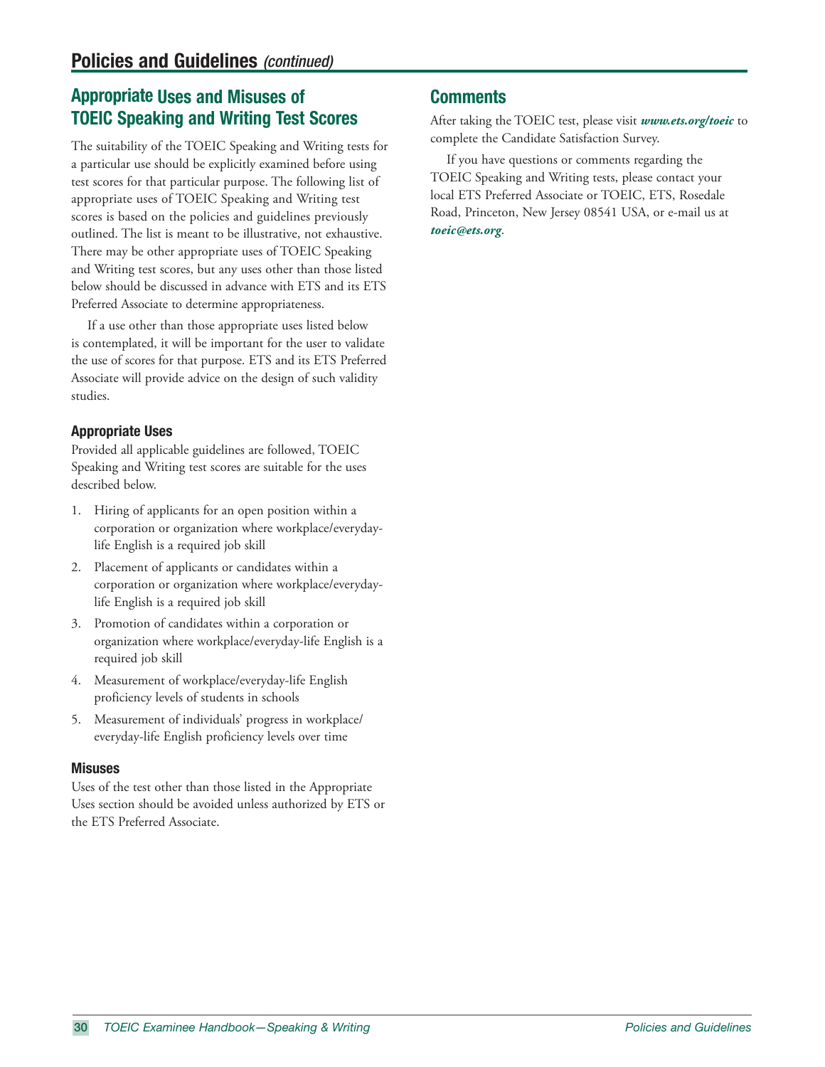## Appropriate Uses and Misuses of TOEIC Speaking and Writing Test Scores

The suitability of the TOEIC Speaking and Writing tests for a particular use should be explicitly examined before using test scores for that particular purpose. The following list of appropriate uses of TOEIC Speaking and Writing test scores is based on the policies and guidelines previously outlined. The list is meant to be illustrative, not exhaustive. There may be other appropriate uses of TOEIC Speaking and Writing test scores, but any uses other than those listed below should be discussed in advance with ETS and its ETS Preferred Associate to determine appropriateness.

If a use other than those appropriate uses listed below is contemplated, it will be important for the user to validate the use of scores for that purpose. ETS and its ETS Preferred Associate will provide advice on the design of such validity studies.

### Appropriate Uses

Provided all applicable guidelines are followed, TOEIC Speaking and Writing test scores are suitable for the uses described below.

1. Hiring of applicants for an open position within a corporation or organization where workplace/everyday-life English is a required job skill
2. Placement of applicants or candidates within a corporation or organization where workplace/everyday-life English is a required job skill
3. Promotion of candidates within a corporation or organization where workplace/everyday-life English is a required job skill
4. Measurement of workplace/everyday-life English proficiency levels of students in schools
5. Measurement of individuals' progress in workplace/everyday-life English proficiency levels over time

### Misuses

Uses of the test other than those listed in the Appropriate Uses section should be avoided unless authorized by ETS or the ETS Preferred Associate.

## Comments

After taking the TOEIC test, please visit ***www.ets.org/toeic*** to complete the Candidate Satisfaction Survey.

If you have questions or comments regarding the TOEIC Speaking and Writing tests, please contact your local ETS Preferred Associate or TOEIC, ETS, Rosedale Road, Princeton, New Jersey 08541 USA, or e-mail us at ***toeic@ets.org***.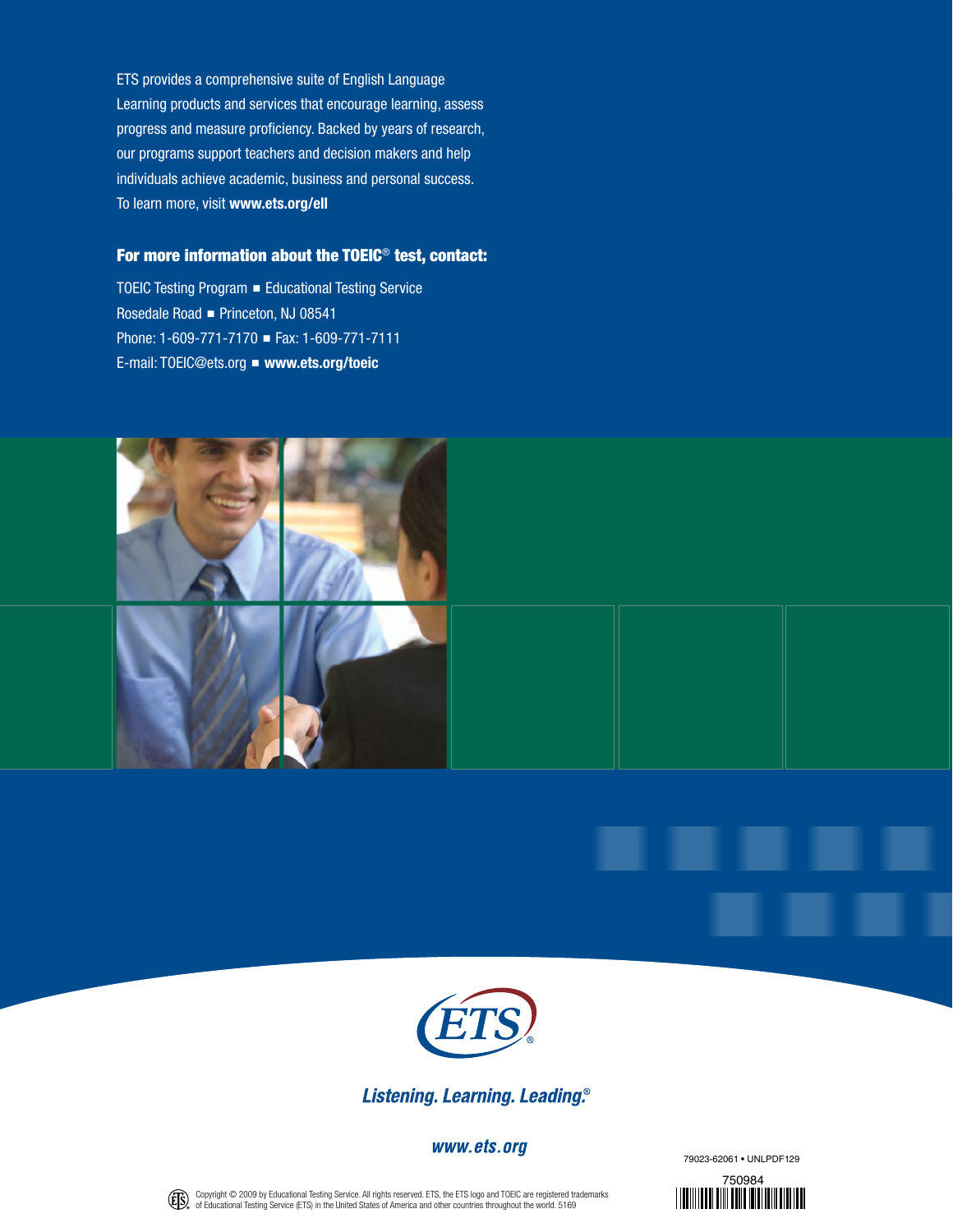ETS provides a comprehensive suite of English Language Learning products and services that encourage learning, assess progress and measure proficiency. Backed by years of research, our programs support teachers and decision makers and help individuals achieve academic, business and personal success. To learn more, visit **www.ets.org/ell**

**For more information about the TOEIC® test, contact:**

TOEIC Testing Program ■ Educational Testing Service
Rosedale Road ■ Princeton, NJ 08541
Phone: 1-609-771-7170 ■ Fax: 1-609-771-7111
E-mail: TOEIC@ets.org ■ **www.ets.org/toeic**

ETS®

***Listening. Learning. Leading.®***

***www.ets.org***

79023-62061 • UNLPDF129

750984

Copyright © 2009 by Educational Testing Service. All rights reserved. ETS, the ETS logo and TOEIC are registered trademarks of Educational Testing Service (ETS) in the United States of America and other countries throughout the world. 5169